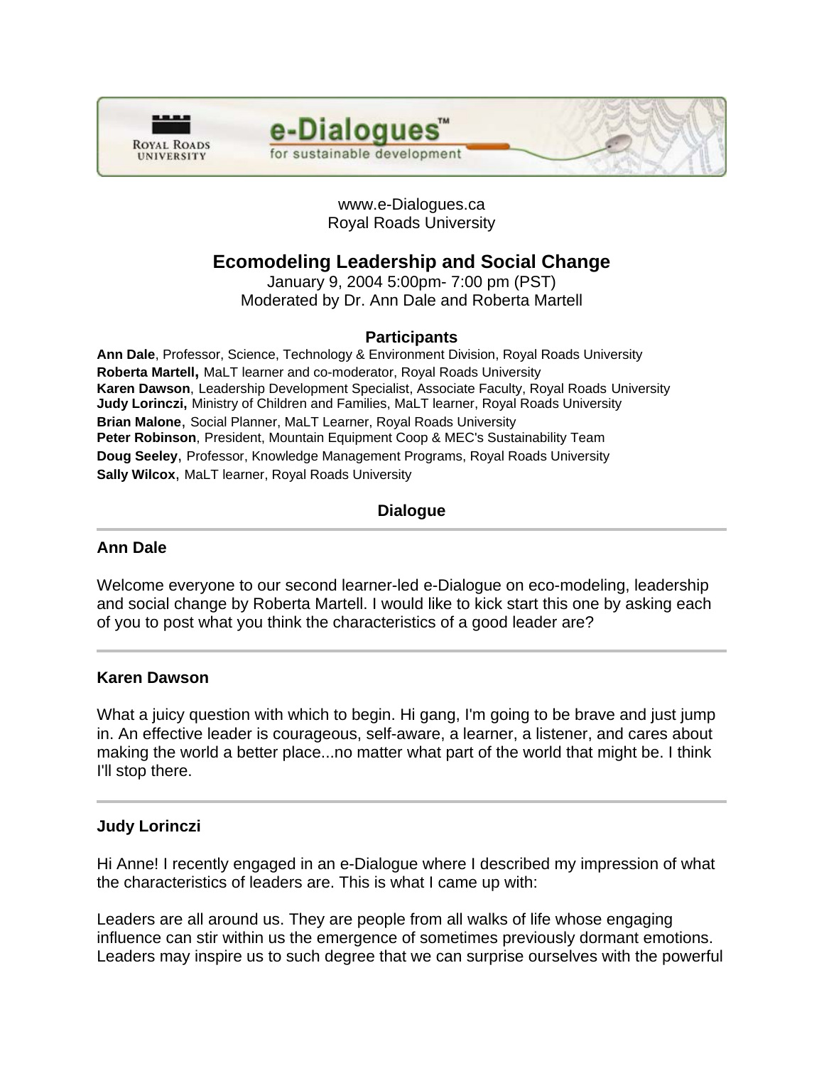www.e-Dialogues.ca
Royal Roads University

# Ecomodeling Leadership and Social Change

January 9, 2004 5:00pm- 7:00 pm (PST)
Moderated by Dr. Ann Dale and Roberta Martell

### Participants

**Ann Dale**, Professor, Science, Technology & Environment Division, Royal Roads University
**Roberta Martell,** MaLT learner and co-moderator, Royal Roads University
**Karen Dawson**, Leadership Development Specialist, Associate Faculty, Royal Roads University
**Judy Lorinczi,** Ministry of Children and Families, MaLT learner, Royal Roads University
**Brian Malone**, Social Planner, MaLT Learner, Royal Roads University
**Peter Robinson**, President, Mountain Equipment Coop & MEC's Sustainability Team
**Doug Seeley**, Professor, Knowledge Management Programs, Royal Roads University
**Sally Wilcox**, MaLT learner, Royal Roads University

### Dialogue

---

**Ann Dale**

Welcome everyone to our second learner-led e-Dialogue on eco-modeling, leadership and social change by Roberta Martell. I would like to kick start this one by asking each of you to post what you think the characteristics of a good leader are?

---

**Karen Dawson**

What a juicy question with which to begin. Hi gang, I'm going to be brave and just jump in. An effective leader is courageous, self-aware, a learner, a listener, and cares about making the world a better place...no matter what part of the world that might be. I think I'll stop there.

---

**Judy Lorinczi**

Hi Anne! I recently engaged in an e-Dialogue where I described my impression of what the characteristics of leaders are. This is what I came up with:

Leaders are all around us. They are people from all walks of life whose engaging influence can stir within us the emergence of sometimes previously dormant emotions. Leaders may inspire us to such degree that we can surprise ourselves with the powerful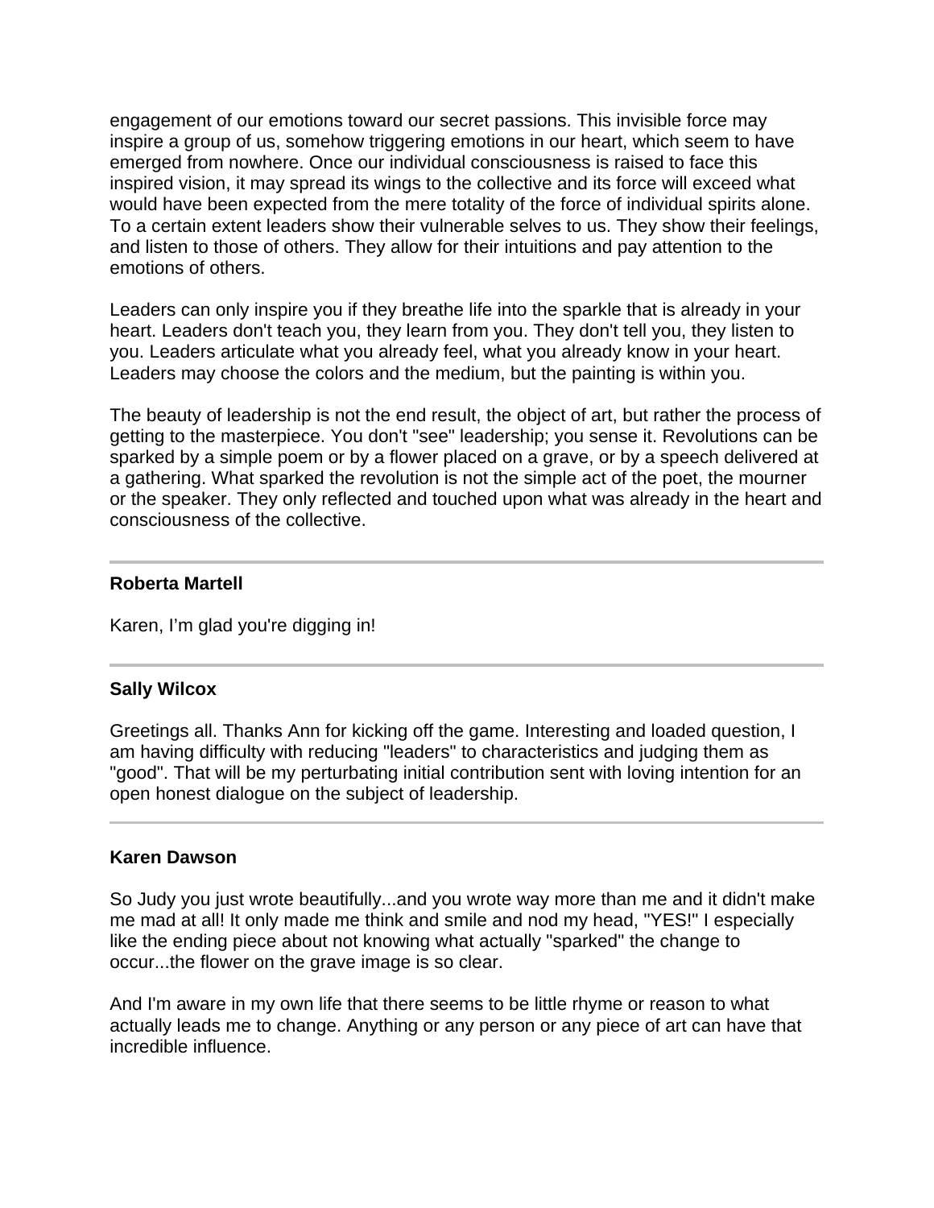engagement of our emotions toward our secret passions. This invisible force may inspire a group of us, somehow triggering emotions in our heart, which seem to have emerged from nowhere. Once our individual consciousness is raised to face this inspired vision, it may spread its wings to the collective and its force will exceed what would have been expected from the mere totality of the force of individual spirits alone. To a certain extent leaders show their vulnerable selves to us. They show their feelings, and listen to those of others. They allow for their intuitions and pay attention to the emotions of others.

Leaders can only inspire you if they breathe life into the sparkle that is already in your heart. Leaders don't teach you, they learn from you. They don't tell you, they listen to you. Leaders articulate what you already feel, what you already know in your heart. Leaders may choose the colors and the medium, but the painting is within you.

The beauty of leadership is not the end result, the object of art, but rather the process of getting to the masterpiece. You don't "see" leadership; you sense it. Revolutions can be sparked by a simple poem or by a flower placed on a grave, or by a speech delivered at a gathering. What sparked the revolution is not the simple act of the poet, the mourner or the speaker. They only reflected and touched upon what was already in the heart and consciousness of the collective.

---

**Roberta Martell**

Karen, I'm glad you're digging in!

---

**Sally Wilcox**

Greetings all. Thanks Ann for kicking off the game. Interesting and loaded question, I am having difficulty with reducing "leaders" to characteristics and judging them as "good". That will be my perturbating initial contribution sent with loving intention for an open honest dialogue on the subject of leadership.

---

**Karen Dawson**

So Judy you just wrote beautifully...and you wrote way more than me and it didn't make me mad at all! It only made me think and smile and nod my head, "YES!" I especially like the ending piece about not knowing what actually "sparked" the change to occur...the flower on the grave image is so clear.

And I'm aware in my own life that there seems to be little rhyme or reason to what actually leads me to change. Anything or any person or any piece of art can have that incredible influence.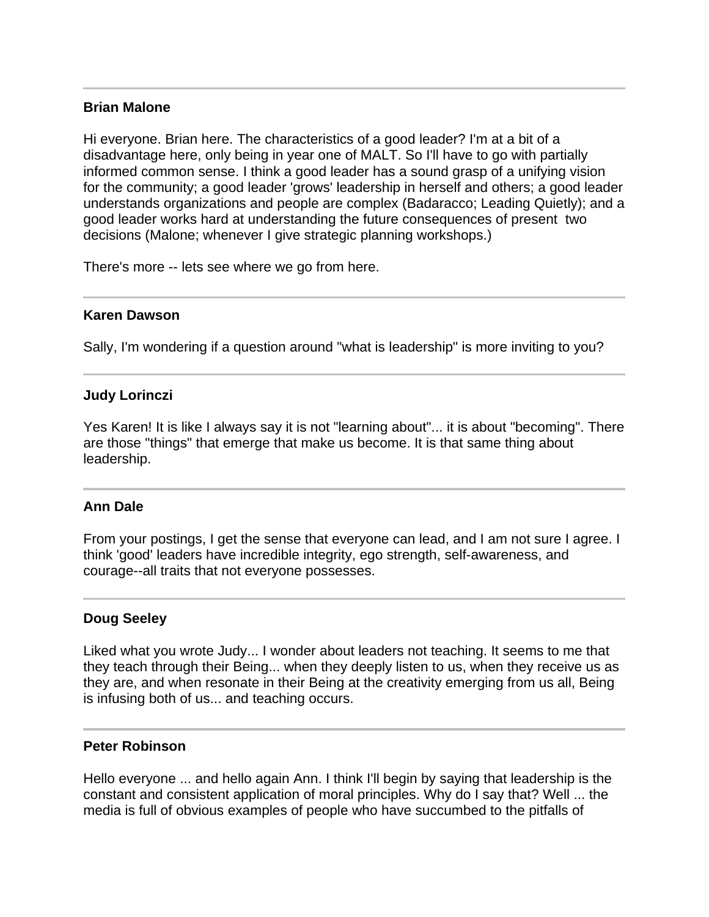---

**Brian Malone**

Hi everyone. Brian here. The characteristics of a good leader? I'm at a bit of a disadvantage here, only being in year one of MALT. So I'll have to go with partially informed common sense. I think a good leader has a sound grasp of a unifying vision for the community; a good leader 'grows' leadership in herself and others; a good leader understands organizations and people are complex (Badaracco; Leading Quietly); and a good leader works hard at understanding the future consequences of present two decisions (Malone; whenever I give strategic planning workshops.)

There's more -- lets see where we go from here.

---

**Karen Dawson**

Sally, I'm wondering if a question around "what is leadership" is more inviting to you?

---

**Judy Lorinczi**

Yes Karen! It is like I always say it is not "learning about"... it is about "becoming". There are those "things" that emerge that make us become. It is that same thing about leadership.

---

**Ann Dale**

From your postings, I get the sense that everyone can lead, and I am not sure I agree. I think 'good' leaders have incredible integrity, ego strength, self-awareness, and courage--all traits that not everyone possesses.

---

**Doug Seeley**

Liked what you wrote Judy... I wonder about leaders not teaching. It seems to me that they teach through their Being... when they deeply listen to us, when they receive us as they are, and when resonate in their Being at the creativity emerging from us all, Being is infusing both of us... and teaching occurs.

---

**Peter Robinson**

Hello everyone ... and hello again Ann. I think I'll begin by saying that leadership is the constant and consistent application of moral principles. Why do I say that? Well ... the media is full of obvious examples of people who have succumbed to the pitfalls of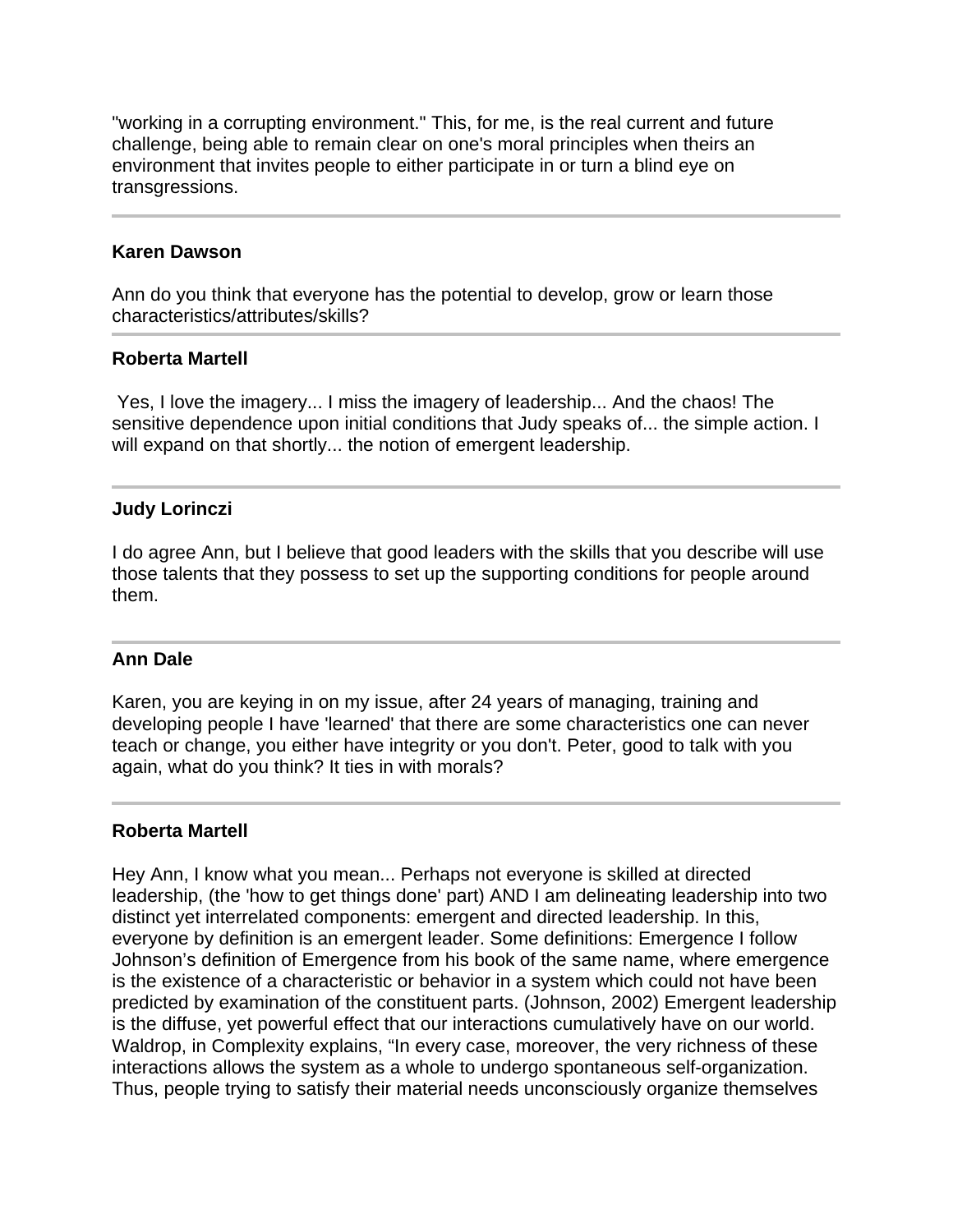"working in a corrupting environment." This, for me, is the real current and future challenge, being able to remain clear on one's moral principles when theirs an environment that invites people to either participate in or turn a blind eye on transgressions.

---

**Karen Dawson**

Ann do you think that everyone has the potential to develop, grow or learn those characteristics/attributes/skills?

---

**Roberta Martell**

Yes, I love the imagery... I miss the imagery of leadership... And the chaos! The sensitive dependence upon initial conditions that Judy speaks of... the simple action. I will expand on that shortly... the notion of emergent leadership.

---

**Judy Lorinczi**

I do agree Ann, but I believe that good leaders with the skills that you describe will use those talents that they possess to set up the supporting conditions for people around them.

---

**Ann Dale**

Karen, you are keying in on my issue, after 24 years of managing, training and developing people I have 'learned' that there are some characteristics one can never teach or change, you either have integrity or you don't. Peter, good to talk with you again, what do you think? It ties in with morals?

---

**Roberta Martell**

Hey Ann, I know what you mean... Perhaps not everyone is skilled at directed leadership, (the 'how to get things done' part) AND I am delineating leadership into two distinct yet interrelated components: emergent and directed leadership. In this, everyone by definition is an emergent leader. Some definitions: Emergence I follow Johnson's definition of Emergence from his book of the same name, where emergence is the existence of a characteristic or behavior in a system which could not have been predicted by examination of the constituent parts. (Johnson, 2002) Emergent leadership is the diffuse, yet powerful effect that our interactions cumulatively have on our world. Waldrop, in Complexity explains, "In every case, moreover, the very richness of these interactions allows the system as a whole to undergo spontaneous self-organization. Thus, people trying to satisfy their material needs unconsciously organize themselves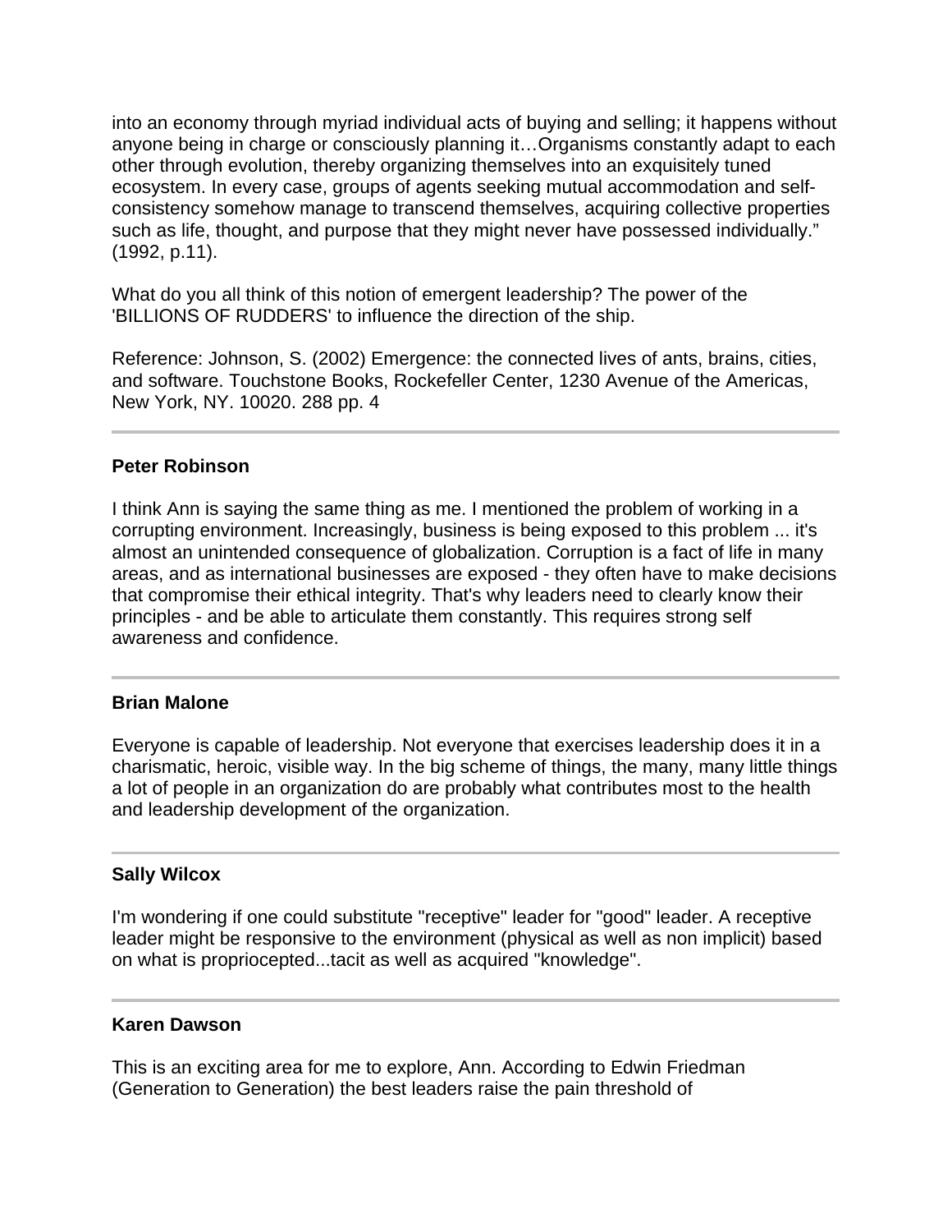into an economy through myriad individual acts of buying and selling; it happens without anyone being in charge or consciously planning it…Organisms constantly adapt to each other through evolution, thereby organizing themselves into an exquisitely tuned ecosystem. In every case, groups of agents seeking mutual accommodation and self-consistency somehow manage to transcend themselves, acquiring collective properties such as life, thought, and purpose that they might never have possessed individually." (1992, p.11).

What do you all think of this notion of emergent leadership? The power of the 'BILLIONS OF RUDDERS' to influence the direction of the ship.

Reference: Johnson, S. (2002) Emergence: the connected lives of ants, brains, cities, and software. Touchstone Books, Rockefeller Center, 1230 Avenue of the Americas, New York, NY. 10020. 288 pp. 4

---

**Peter Robinson**

I think Ann is saying the same thing as me. I mentioned the problem of working in a corrupting environment. Increasingly, business is being exposed to this problem ... it's almost an unintended consequence of globalization. Corruption is a fact of life in many areas, and as international businesses are exposed - they often have to make decisions that compromise their ethical integrity. That's why leaders need to clearly know their principles - and be able to articulate them constantly. This requires strong self awareness and confidence.

---

**Brian Malone**

Everyone is capable of leadership. Not everyone that exercises leadership does it in a charismatic, heroic, visible way. In the big scheme of things, the many, many little things a lot of people in an organization do are probably what contributes most to the health and leadership development of the organization.

---

**Sally Wilcox**

I'm wondering if one could substitute "receptive" leader for "good" leader. A receptive leader might be responsive to the environment (physical as well as non implicit) based on what is propriocepted...tacit as well as acquired "knowledge".

---

**Karen Dawson**

This is an exciting area for me to explore, Ann. According to Edwin Friedman (Generation to Generation) the best leaders raise the pain threshold of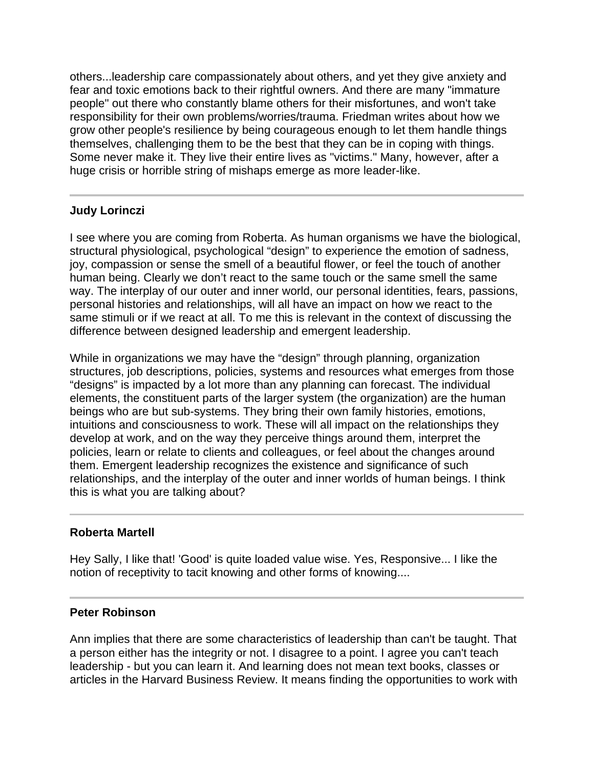others...leadership care compassionately about others, and yet they give anxiety and fear and toxic emotions back to their rightful owners. And there are many "immature people" out there who constantly blame others for their misfortunes, and won't take responsibility for their own problems/worries/trauma. Friedman writes about how we grow other people's resilience by being courageous enough to let them handle things themselves, challenging them to be the best that they can be in coping with things. Some never make it. They live their entire lives as "victims." Many, however, after a huge crisis or horrible string of mishaps emerge as more leader-like.

---

**Judy Lorinczi**

I see where you are coming from Roberta. As human organisms we have the biological, structural physiological, psychological "design" to experience the emotion of sadness, joy, compassion or sense the smell of a beautiful flower, or feel the touch of another human being. Clearly we don't react to the same touch or the same smell the same way. The interplay of our outer and inner world, our personal identities, fears, passions, personal histories and relationships, will all have an impact on how we react to the same stimuli or if we react at all. To me this is relevant in the context of discussing the difference between designed leadership and emergent leadership.

While in organizations we may have the "design" through planning, organization structures, job descriptions, policies, systems and resources what emerges from those "designs" is impacted by a lot more than any planning can forecast. The individual elements, the constituent parts of the larger system (the organization) are the human beings who are but sub-systems. They bring their own family histories, emotions, intuitions and consciousness to work. These will all impact on the relationships they develop at work, and on the way they perceive things around them, interpret the policies, learn or relate to clients and colleagues, or feel about the changes around them. Emergent leadership recognizes the existence and significance of such relationships, and the interplay of the outer and inner worlds of human beings. I think this is what you are talking about?

---

**Roberta Martell**

Hey Sally, I like that! 'Good' is quite loaded value wise. Yes, Responsive... I like the notion of receptivity to tacit knowing and other forms of knowing....

---

**Peter Robinson**

Ann implies that there are some characteristics of leadership than can't be taught. That a person either has the integrity or not. I disagree to a point. I agree you can't teach leadership - but you can learn it. And learning does not mean text books, classes or articles in the Harvard Business Review. It means finding the opportunities to work with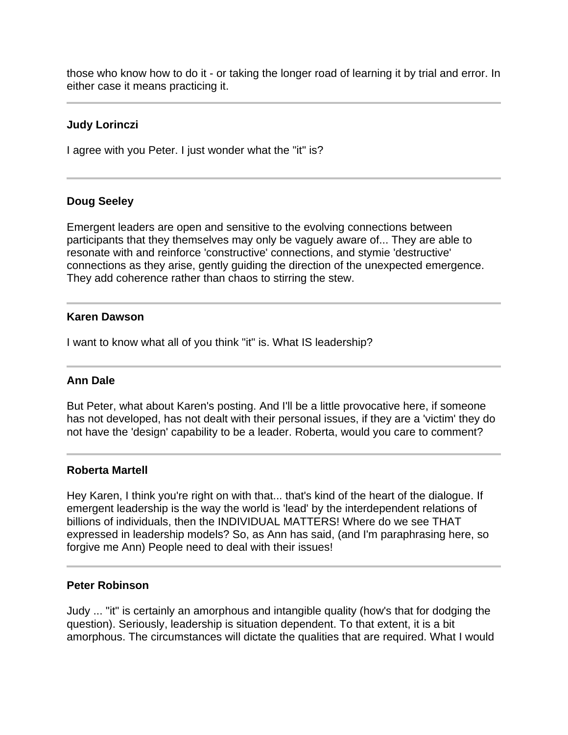those who know how to do it - or taking the longer road of learning it by trial and error. In either case it means practicing it.

---

**Judy Lorinczi**

I agree with you Peter. I just wonder what the "it" is?

---

**Doug Seeley**

Emergent leaders are open and sensitive to the evolving connections between participants that they themselves may only be vaguely aware of... They are able to resonate with and reinforce 'constructive' connections, and stymie 'destructive' connections as they arise, gently guiding the direction of the unexpected emergence. They add coherence rather than chaos to stirring the stew.

---

**Karen Dawson**

I want to know what all of you think "it" is. What IS leadership?

---

**Ann Dale**

But Peter, what about Karen's posting. And I'll be a little provocative here, if someone has not developed, has not dealt with their personal issues, if they are a 'victim' they do not have the 'design' capability to be a leader. Roberta, would you care to comment?

---

**Roberta Martell**

Hey Karen, I think you're right on with that... that's kind of the heart of the dialogue. If emergent leadership is the way the world is 'lead' by the interdependent relations of billions of individuals, then the INDIVIDUAL MATTERS! Where do we see THAT expressed in leadership models? So, as Ann has said, (and I'm paraphrasing here, so forgive me Ann) People need to deal with their issues!

---

**Peter Robinson**

Judy ... "it" is certainly an amorphous and intangible quality (how's that for dodging the question). Seriously, leadership is situation dependent. To that extent, it is a bit amorphous. The circumstances will dictate the qualities that are required. What I would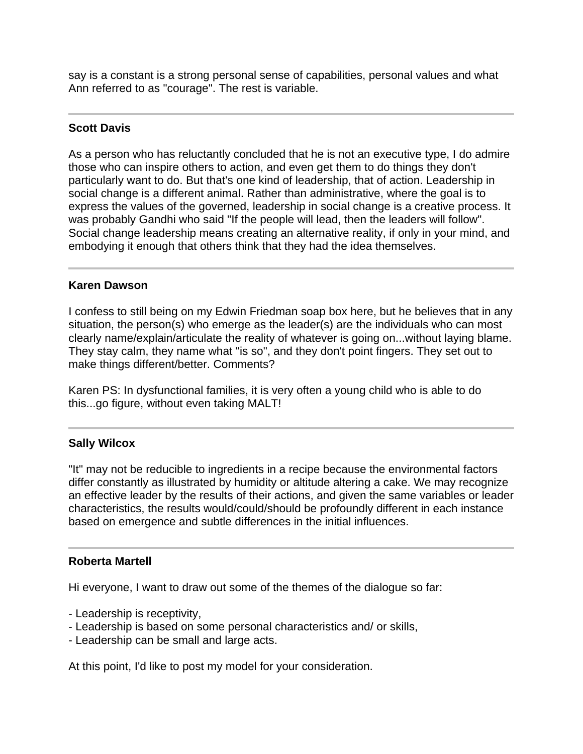say is a constant is a strong personal sense of capabilities, personal values and what Ann referred to as "courage". The rest is variable.

---

**Scott Davis**

As a person who has reluctantly concluded that he is not an executive type, I do admire those who can inspire others to action, and even get them to do things they don't particularly want to do. But that's one kind of leadership, that of action. Leadership in social change is a different animal. Rather than administrative, where the goal is to express the values of the governed, leadership in social change is a creative process. It was probably Gandhi who said "If the people will lead, then the leaders will follow". Social change leadership means creating an alternative reality, if only in your mind, and embodying it enough that others think that they had the idea themselves.

---

**Karen Dawson**

I confess to still being on my Edwin Friedman soap box here, but he believes that in any situation, the person(s) who emerge as the leader(s) are the individuals who can most clearly name/explain/articulate the reality of whatever is going on...without laying blame. They stay calm, they name what "is so", and they don't point fingers. They set out to make things different/better. Comments?

Karen PS: In dysfunctional families, it is very often a young child who is able to do this...go figure, without even taking MALT!

---

**Sally Wilcox**

"It" may not be reducible to ingredients in a recipe because the environmental factors differ constantly as illustrated by humidity or altitude altering a cake. We may recognize an effective leader by the results of their actions, and given the same variables or leader characteristics, the results would/could/should be profoundly different in each instance based on emergence and subtle differences in the initial influences.

---

**Roberta Martell**

Hi everyone, I want to draw out some of the themes of the dialogue so far:

- Leadership is receptivity,
- Leadership is based on some personal characteristics and/ or skills,
- Leadership can be small and large acts.

At this point, I'd like to post my model for your consideration.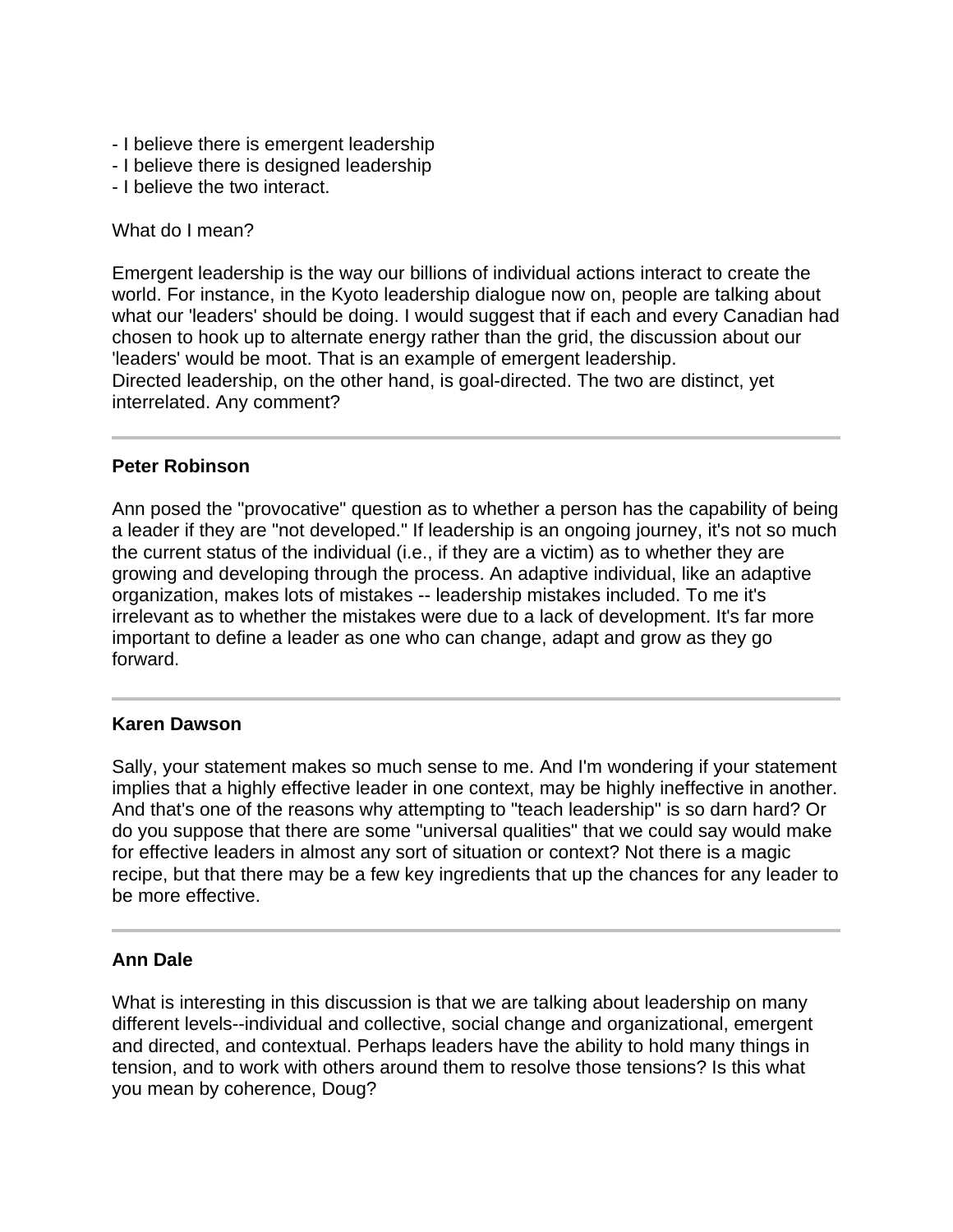- I believe there is emergent leadership
- I believe there is designed leadership
- I believe the two interact.

What do I mean?

Emergent leadership is the way our billions of individual actions interact to create the world. For instance, in the Kyoto leadership dialogue now on, people are talking about what our 'leaders' should be doing. I would suggest that if each and every Canadian had chosen to hook up to alternate energy rather than the grid, the discussion about our 'leaders' would be moot. That is an example of emergent leadership.
Directed leadership, on the other hand, is goal-directed. The two are distinct, yet interrelated. Any comment?

---

**Peter Robinson**

Ann posed the "provocative" question as to whether a person has the capability of being a leader if they are "not developed." If leadership is an ongoing journey, it's not so much the current status of the individual (i.e., if they are a victim) as to whether they are growing and developing through the process. An adaptive individual, like an adaptive organization, makes lots of mistakes -- leadership mistakes included. To me it's irrelevant as to whether the mistakes were due to a lack of development. It's far more important to define a leader as one who can change, adapt and grow as they go forward.

---

**Karen Dawson**

Sally, your statement makes so much sense to me. And I'm wondering if your statement implies that a highly effective leader in one context, may be highly ineffective in another. And that's one of the reasons why attempting to "teach leadership" is so darn hard? Or do you suppose that there are some "universal qualities" that we could say would make for effective leaders in almost any sort of situation or context? Not there is a magic recipe, but that there may be a few key ingredients that up the chances for any leader to be more effective.

---

**Ann Dale**

What is interesting in this discussion is that we are talking about leadership on many different levels--individual and collective, social change and organizational, emergent and directed, and contextual. Perhaps leaders have the ability to hold many things in tension, and to work with others around them to resolve those tensions? Is this what you mean by coherence, Doug?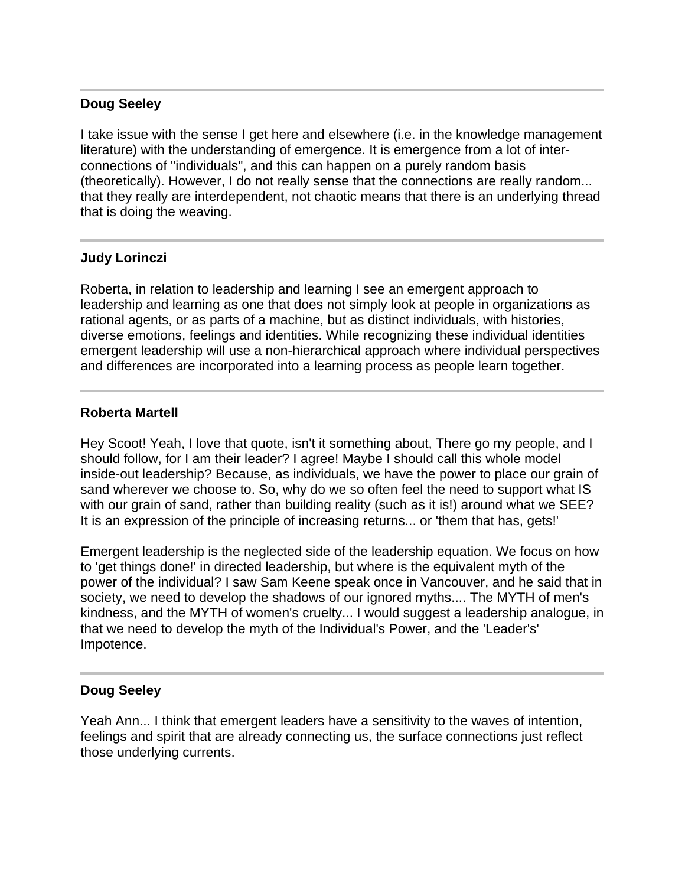---

**Doug Seeley**

I take issue with the sense I get here and elsewhere (i.e. in the knowledge management literature) with the understanding of emergence. It is emergence from a lot of inter-connections of "individuals", and this can happen on a purely random basis (theoretically). However, I do not really sense that the connections are really random... that they really are interdependent, not chaotic means that there is an underlying thread that is doing the weaving.

---

**Judy Lorinczi**

Roberta, in relation to leadership and learning I see an emergent approach to leadership and learning as one that does not simply look at people in organizations as rational agents, or as parts of a machine, but as distinct individuals, with histories, diverse emotions, feelings and identities. While recognizing these individual identities emergent leadership will use a non-hierarchical approach where individual perspectives and differences are incorporated into a learning process as people learn together.

---

**Roberta Martell**

Hey Scoot! Yeah, I love that quote, isn't it something about, There go my people, and I should follow, for I am their leader? I agree! Maybe I should call this whole model inside-out leadership? Because, as individuals, we have the power to place our grain of sand wherever we choose to. So, why do we so often feel the need to support what IS with our grain of sand, rather than building reality (such as it is!) around what we SEE? It is an expression of the principle of increasing returns... or 'them that has, gets!'

Emergent leadership is the neglected side of the leadership equation. We focus on how to 'get things done!' in directed leadership, but where is the equivalent myth of the power of the individual? I saw Sam Keene speak once in Vancouver, and he said that in society, we need to develop the shadows of our ignored myths.... The MYTH of men's kindness, and the MYTH of women's cruelty... I would suggest a leadership analogue, in that we need to develop the myth of the Individual's Power, and the 'Leader's' Impotence.

---

**Doug Seeley**

Yeah Ann... I think that emergent leaders have a sensitivity to the waves of intention, feelings and spirit that are already connecting us, the surface connections just reflect those underlying currents.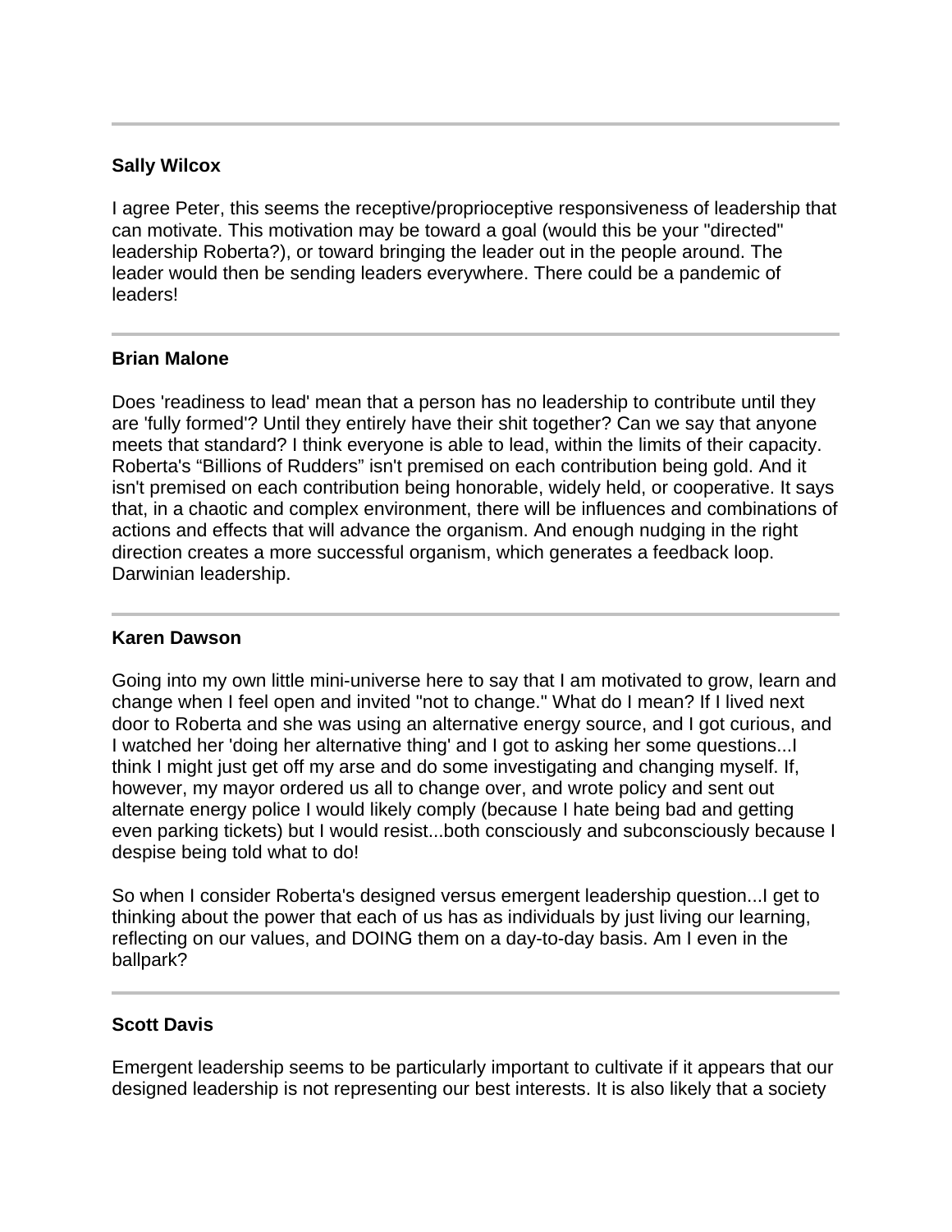---

**Sally Wilcox**

I agree Peter, this seems the receptive/proprioceptive responsiveness of leadership that can motivate. This motivation may be toward a goal (would this be your "directed" leadership Roberta?), or toward bringing the leader out in the people around. The leader would then be sending leaders everywhere. There could be a pandemic of leaders!

---

**Brian Malone**

Does 'readiness to lead' mean that a person has no leadership to contribute until they are 'fully formed'? Until they entirely have their shit together? Can we say that anyone meets that standard? I think everyone is able to lead, within the limits of their capacity. Roberta's “Billions of Rudders” isn't premised on each contribution being gold. And it isn't premised on each contribution being honorable, widely held, or cooperative. It says that, in a chaotic and complex environment, there will be influences and combinations of actions and effects that will advance the organism. And enough nudging in the right direction creates a more successful organism, which generates a feedback loop. Darwinian leadership.

---

**Karen Dawson**

Going into my own little mini-universe here to say that I am motivated to grow, learn and change when I feel open and invited "not to change." What do I mean? If I lived next door to Roberta and she was using an alternative energy source, and I got curious, and I watched her 'doing her alternative thing' and I got to asking her some questions...I think I might just get off my arse and do some investigating and changing myself. If, however, my mayor ordered us all to change over, and wrote policy and sent out alternate energy police I would likely comply (because I hate being bad and getting even parking tickets) but I would resist...both consciously and subconsciously because I despise being told what to do!

So when I consider Roberta's designed versus emergent leadership question...I get to thinking about the power that each of us has as individuals by just living our learning, reflecting on our values, and DOING them on a day-to-day basis. Am I even in the ballpark?

---

**Scott Davis**

Emergent leadership seems to be particularly important to cultivate if it appears that our designed leadership is not representing our best interests. It is also likely that a society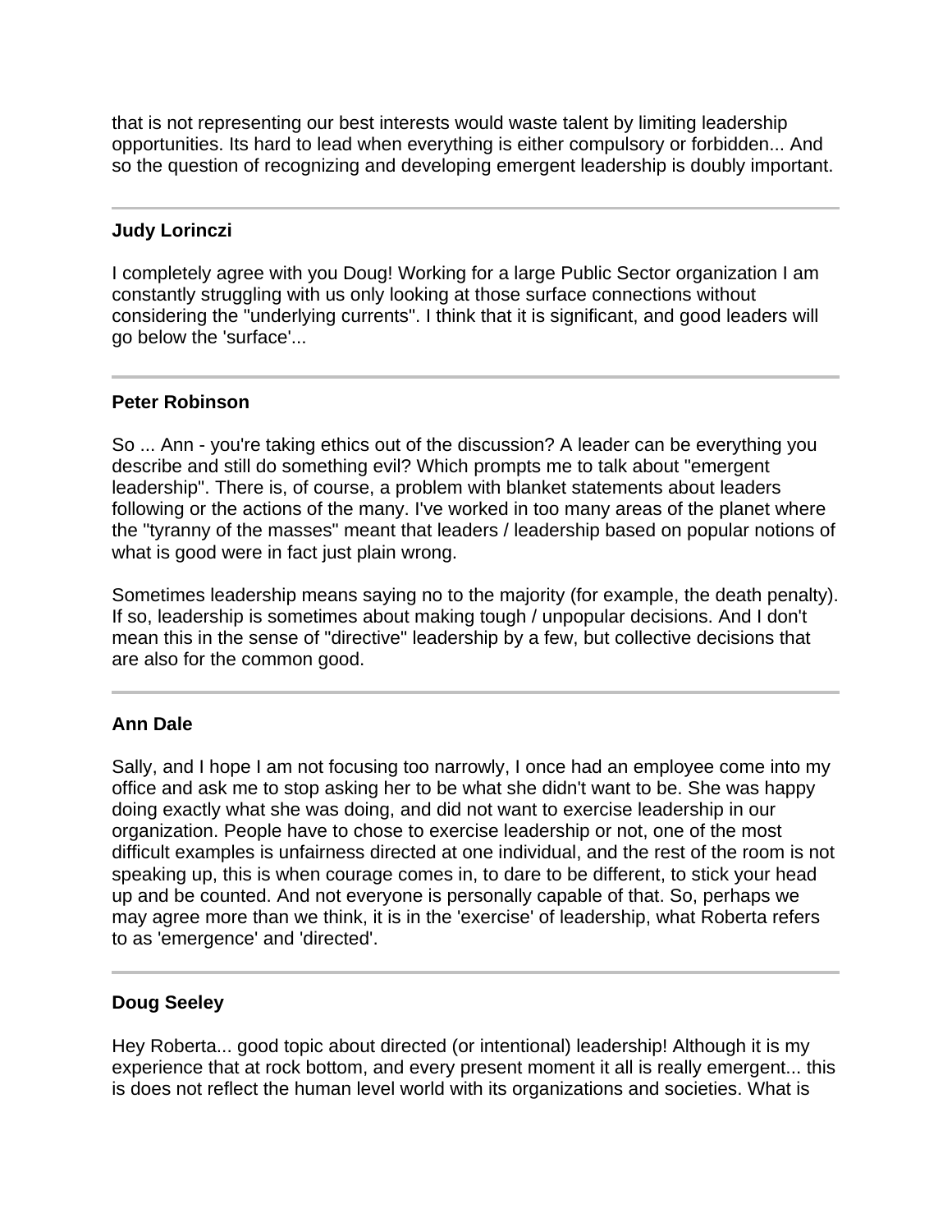that is not representing our best interests would waste talent by limiting leadership opportunities. Its hard to lead when everything is either compulsory or forbidden... And so the question of recognizing and developing emergent leadership is doubly important.

---

**Judy Lorinczi**

I completely agree with you Doug! Working for a large Public Sector organization I am constantly struggling with us only looking at those surface connections without considering the "underlying currents". I think that it is significant, and good leaders will go below the 'surface'...

---

**Peter Robinson**

So ... Ann - you're taking ethics out of the discussion? A leader can be everything you describe and still do something evil? Which prompts me to talk about "emergent leadership". There is, of course, a problem with blanket statements about leaders following or the actions of the many. I've worked in too many areas of the planet where the "tyranny of the masses" meant that leaders / leadership based on popular notions of what is good were in fact just plain wrong.

Sometimes leadership means saying no to the majority (for example, the death penalty). If so, leadership is sometimes about making tough / unpopular decisions. And I don't mean this in the sense of "directive" leadership by a few, but collective decisions that are also for the common good.

---

**Ann Dale**

Sally, and I hope I am not focusing too narrowly, I once had an employee come into my office and ask me to stop asking her to be what she didn't want to be. She was happy doing exactly what she was doing, and did not want to exercise leadership in our organization. People have to chose to exercise leadership or not, one of the most difficult examples is unfairness directed at one individual, and the rest of the room is not speaking up, this is when courage comes in, to dare to be different, to stick your head up and be counted. And not everyone is personally capable of that. So, perhaps we may agree more than we think, it is in the 'exercise' of leadership, what Roberta refers to as 'emergence' and 'directed'.

---

**Doug Seeley**

Hey Roberta... good topic about directed (or intentional) leadership! Although it is my experience that at rock bottom, and every present moment it all is really emergent... this is does not reflect the human level world with its organizations and societies. What is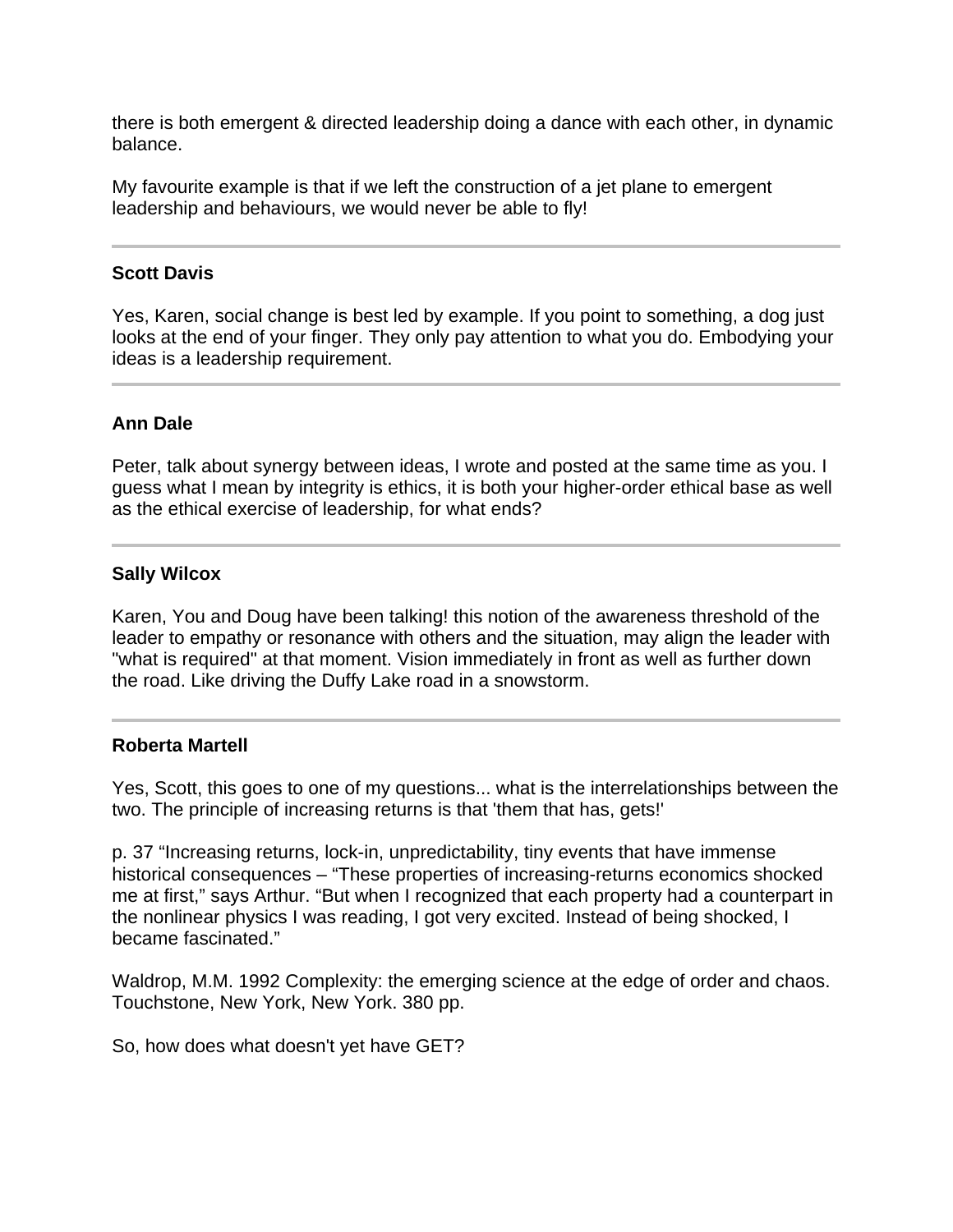there is both emergent & directed leadership doing a dance with each other, in dynamic balance.

My favourite example is that if we left the construction of a jet plane to emergent leadership and behaviours, we would never be able to fly!

---

**Scott Davis**

Yes, Karen, social change is best led by example. If you point to something, a dog just looks at the end of your finger. They only pay attention to what you do. Embodying your ideas is a leadership requirement.

---

**Ann Dale**

Peter, talk about synergy between ideas, I wrote and posted at the same time as you. I guess what I mean by integrity is ethics, it is both your higher-order ethical base as well as the ethical exercise of leadership, for what ends?

---

**Sally Wilcox**

Karen, You and Doug have been talking! this notion of the awareness threshold of the leader to empathy or resonance with others and the situation, may align the leader with "what is required" at that moment. Vision immediately in front as well as further down the road. Like driving the Duffy Lake road in a snowstorm.

---

**Roberta Martell**

Yes, Scott, this goes to one of my questions... what is the interrelationships between the two. The principle of increasing returns is that 'them that has, gets!'

p. 37 “Increasing returns, lock-in, unpredictability, tiny events that have immense historical consequences – “These properties of increasing-returns economics shocked me at first,” says Arthur. “But when I recognized that each property had a counterpart in the nonlinear physics I was reading, I got very excited. Instead of being shocked, I became fascinated.”

Waldrop, M.M. 1992 Complexity: the emerging science at the edge of order and chaos. Touchstone, New York, New York. 380 pp.

So, how does what doesn't yet have GET?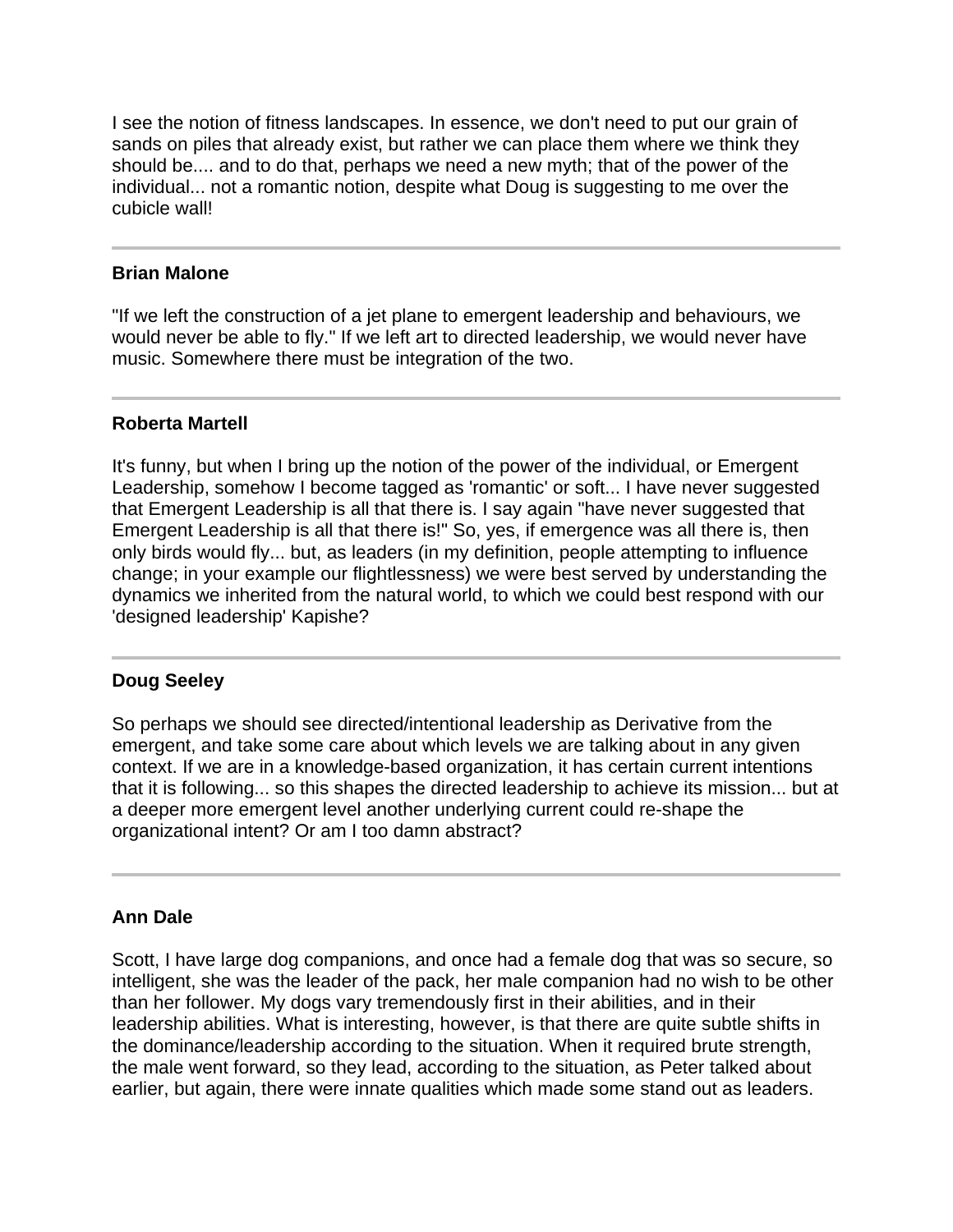I see the notion of fitness landscapes. In essence, we don't need to put our grain of sands on piles that already exist, but rather we can place them where we think they should be.... and to do that, perhaps we need a new myth; that of the power of the individual... not a romantic notion, despite what Doug is suggesting to me over the cubicle wall!

---

**Brian Malone**

"If we left the construction of a jet plane to emergent leadership and behaviours, we would never be able to fly." If we left art to directed leadership, we would never have music. Somewhere there must be integration of the two.

---

**Roberta Martell**

It's funny, but when I bring up the notion of the power of the individual, or Emergent Leadership, somehow I become tagged as 'romantic' or soft... I have never suggested that Emergent Leadership is all that there is. I say again "have never suggested that Emergent Leadership is all that there is!" So, yes, if emergence was all there is, then only birds would fly... but, as leaders (in my definition, people attempting to influence change; in your example our flightlessness) we were best served by understanding the dynamics we inherited from the natural world, to which we could best respond with our 'designed leadership' Kapishe?

---

**Doug Seeley**

So perhaps we should see directed/intentional leadership as Derivative from the emergent, and take some care about which levels we are talking about in any given context. If we are in a knowledge-based organization, it has certain current intentions that it is following... so this shapes the directed leadership to achieve its mission... but at a deeper more emergent level another underlying current could re-shape the organizational intent? Or am I too damn abstract?

---

**Ann Dale**

Scott, I have large dog companions, and once had a female dog that was so secure, so intelligent, she was the leader of the pack, her male companion had no wish to be other than her follower. My dogs vary tremendously first in their abilities, and in their leadership abilities. What is interesting, however, is that there are quite subtle shifts in the dominance/leadership according to the situation. When it required brute strength, the male went forward, so they lead, according to the situation, as Peter talked about earlier, but again, there were innate qualities which made some stand out as leaders.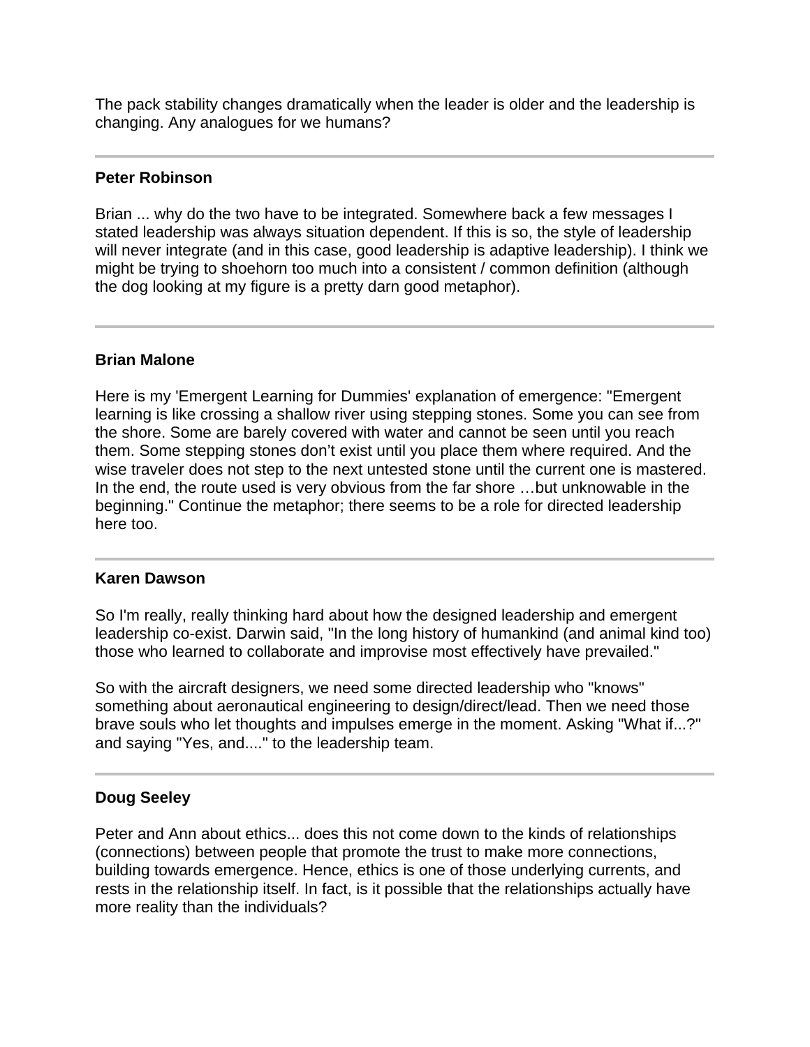The pack stability changes dramatically when the leader is older and the leadership is changing. Any analogues for we humans?

---

**Peter Robinson**

Brian ... why do the two have to be integrated. Somewhere back a few messages I stated leadership was always situation dependent. If this is so, the style of leadership will never integrate (and in this case, good leadership is adaptive leadership). I think we might be trying to shoehorn too much into a consistent / common definition (although the dog looking at my figure is a pretty darn good metaphor).

---

**Brian Malone**

Here is my 'Emergent Learning for Dummies' explanation of emergence: "Emergent learning is like crossing a shallow river using stepping stones. Some you can see from the shore. Some are barely covered with water and cannot be seen until you reach them. Some stepping stones don't exist until you place them where required. And the wise traveler does not step to the next untested stone until the current one is mastered. In the end, the route used is very obvious from the far shore …but unknowable in the beginning." Continue the metaphor; there seems to be a role for directed leadership here too.

---

**Karen Dawson**

So I'm really, really thinking hard about how the designed leadership and emergent leadership co-exist. Darwin said, "In the long history of humankind (and animal kind too) those who learned to collaborate and improvise most effectively have prevailed."

So with the aircraft designers, we need some directed leadership who "knows" something about aeronautical engineering to design/direct/lead. Then we need those brave souls who let thoughts and impulses emerge in the moment. Asking "What if...?" and saying "Yes, and...." to the leadership team.

---

**Doug Seeley**

Peter and Ann about ethics... does this not come down to the kinds of relationships (connections) between people that promote the trust to make more connections, building towards emergence. Hence, ethics is one of those underlying currents, and rests in the relationship itself. In fact, is it possible that the relationships actually have more reality than the individuals?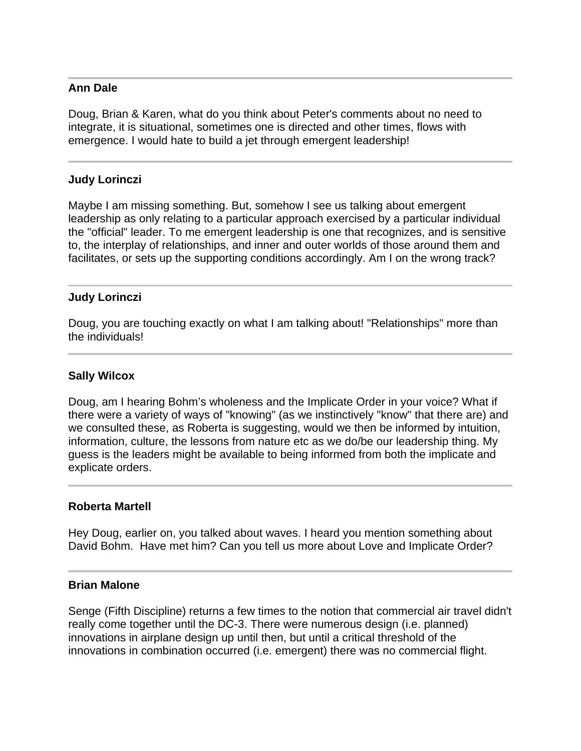---

**Ann Dale**

Doug, Brian & Karen, what do you think about Peter's comments about no need to integrate, it is situational, sometimes one is directed and other times, flows with emergence. I would hate to build a jet through emergent leadership!

---

**Judy Lorinczi**

Maybe I am missing something. But, somehow I see us talking about emergent leadership as only relating to a particular approach exercised by a particular individual the "official" leader. To me emergent leadership is one that recognizes, and is sensitive to, the interplay of relationships, and inner and outer worlds of those around them and facilitates, or sets up the supporting conditions accordingly. Am I on the wrong track?

---

**Judy Lorinczi**

Doug, you are touching exactly on what I am talking about! "Relationships" more than the individuals!

---

**Sally Wilcox**

Doug, am I hearing Bohm's wholeness and the Implicate Order in your voice? What if there were a variety of ways of "knowing" (as we instinctively "know" that there are) and we consulted these, as Roberta is suggesting, would we then be informed by intuition, information, culture, the lessons from nature etc as we do/be our leadership thing. My guess is the leaders might be available to being informed from both the implicate and explicate orders.

---

**Roberta Martell**

Hey Doug, earlier on, you talked about waves. I heard you mention something about David Bohm. Have met him? Can you tell us more about Love and Implicate Order?

---

**Brian Malone**

Senge (Fifth Discipline) returns a few times to the notion that commercial air travel didn't really come together until the DC-3. There were numerous design (i.e. planned) innovations in airplane design up until then, but until a critical threshold of the innovations in combination occurred (i.e. emergent) there was no commercial flight.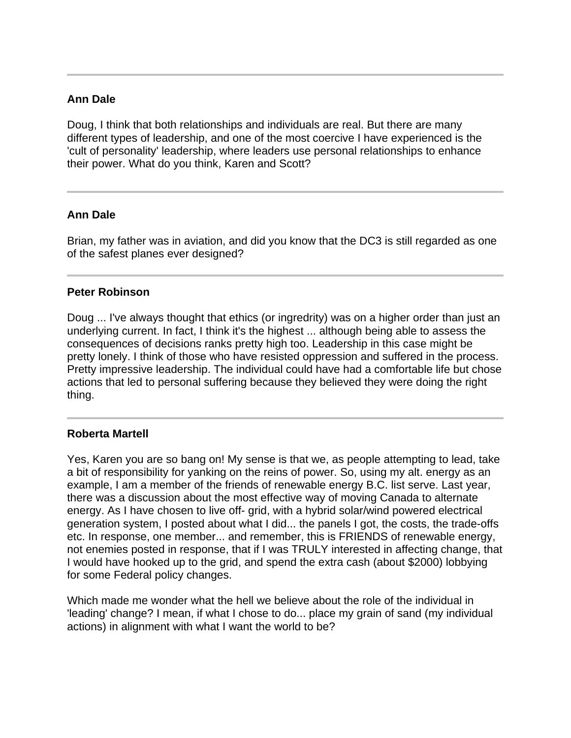---

**Ann Dale**

Doug, I think that both relationships and individuals are real. But there are many different types of leadership, and one of the most coercive I have experienced is the 'cult of personality' leadership, where leaders use personal relationships to enhance their power. What do you think, Karen and Scott?

---

**Ann Dale**

Brian, my father was in aviation, and did you know that the DC3 is still regarded as one of the safest planes ever designed?

---

**Peter Robinson**

Doug ... I've always thought that ethics (or ingredrity) was on a higher order than just an underlying current. In fact, I think it's the highest ... although being able to assess the consequences of decisions ranks pretty high too. Leadership in this case might be pretty lonely. I think of those who have resisted oppression and suffered in the process. Pretty impressive leadership. The individual could have had a comfortable life but chose actions that led to personal suffering because they believed they were doing the right thing.

---

**Roberta Martell**

Yes, Karen you are so bang on! My sense is that we, as people attempting to lead, take a bit of responsibility for yanking on the reins of power. So, using my alt. energy as an example, I am a member of the friends of renewable energy B.C. list serve. Last year, there was a discussion about the most effective way of moving Canada to alternate energy. As I have chosen to live off- grid, with a hybrid solar/wind powered electrical generation system, I posted about what I did... the panels I got, the costs, the trade-offs etc. In response, one member... and remember, this is FRIENDS of renewable energy, not enemies posted in response, that if I was TRULY interested in affecting change, that I would have hooked up to the grid, and spend the extra cash (about $2000) lobbying for some Federal policy changes.

Which made me wonder what the hell we believe about the role of the individual in 'leading' change? I mean, if what I chose to do... place my grain of sand (my individual actions) in alignment with what I want the world to be?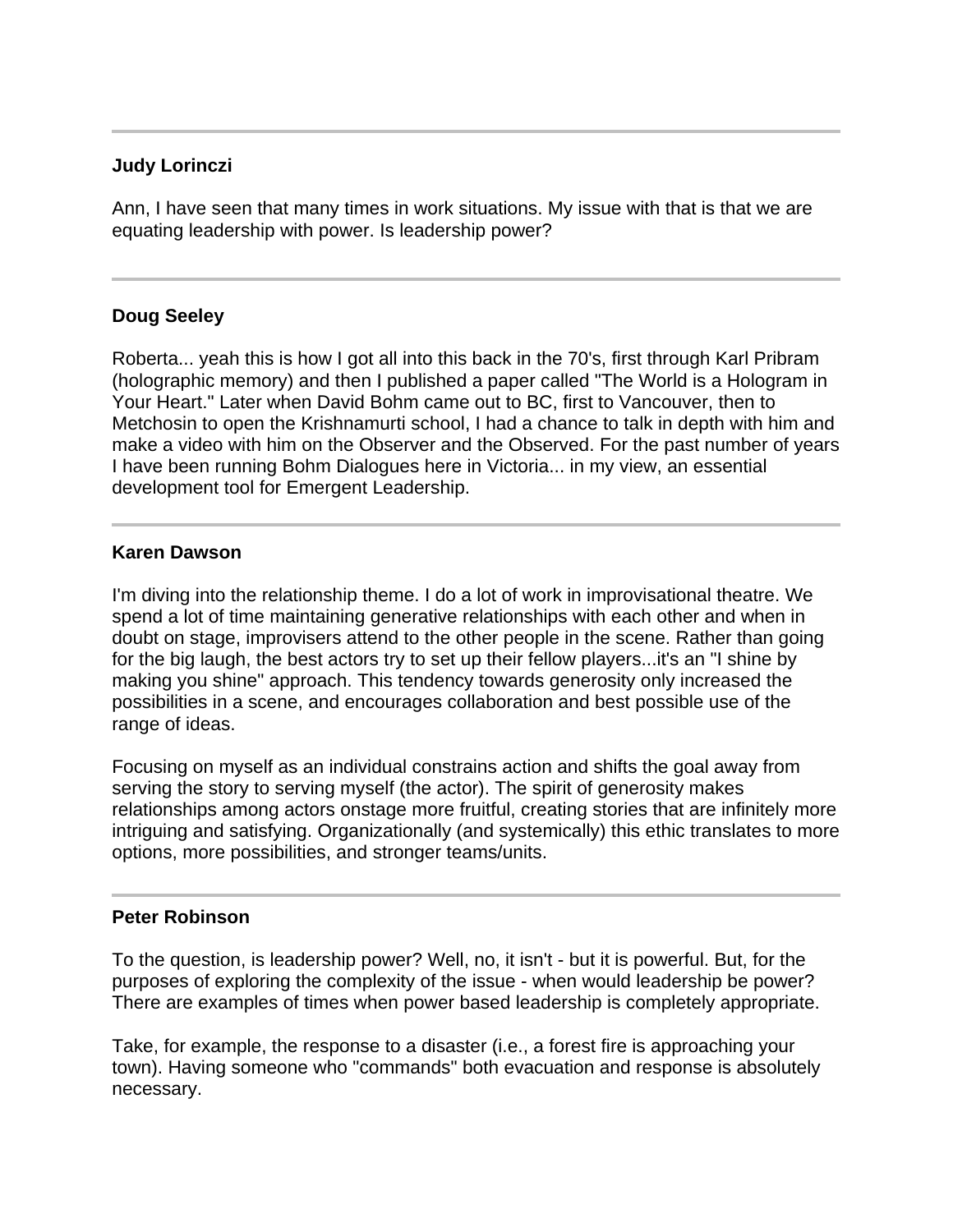---

**Judy Lorinczi**

Ann, I have seen that many times in work situations. My issue with that is that we are equating leadership with power. Is leadership power?

---

**Doug Seeley**

Roberta... yeah this is how I got all into this back in the 70's, first through Karl Pribram (holographic memory) and then I published a paper called "The World is a Hologram in Your Heart." Later when David Bohm came out to BC, first to Vancouver, then to Metchosin to open the Krishnamurti school, I had a chance to talk in depth with him and make a video with him on the Observer and the Observed. For the past number of years I have been running Bohm Dialogues here in Victoria... in my view, an essential development tool for Emergent Leadership.

---

**Karen Dawson**

I'm diving into the relationship theme. I do a lot of work in improvisational theatre. We spend a lot of time maintaining generative relationships with each other and when in doubt on stage, improvisers attend to the other people in the scene. Rather than going for the big laugh, the best actors try to set up their fellow players...it's an "I shine by making you shine" approach. This tendency towards generosity only increased the possibilities in a scene, and encourages collaboration and best possible use of the range of ideas.

Focusing on myself as an individual constrains action and shifts the goal away from serving the story to serving myself (the actor). The spirit of generosity makes relationships among actors onstage more fruitful, creating stories that are infinitely more intriguing and satisfying. Organizationally (and systemically) this ethic translates to more options, more possibilities, and stronger teams/units.

---

**Peter Robinson**

To the question, is leadership power? Well, no, it isn't - but it is powerful. But, for the purposes of exploring the complexity of the issue - when would leadership be power? There are examples of times when power based leadership is completely appropriate.

Take, for example, the response to a disaster (i.e., a forest fire is approaching your town). Having someone who "commands" both evacuation and response is absolutely necessary.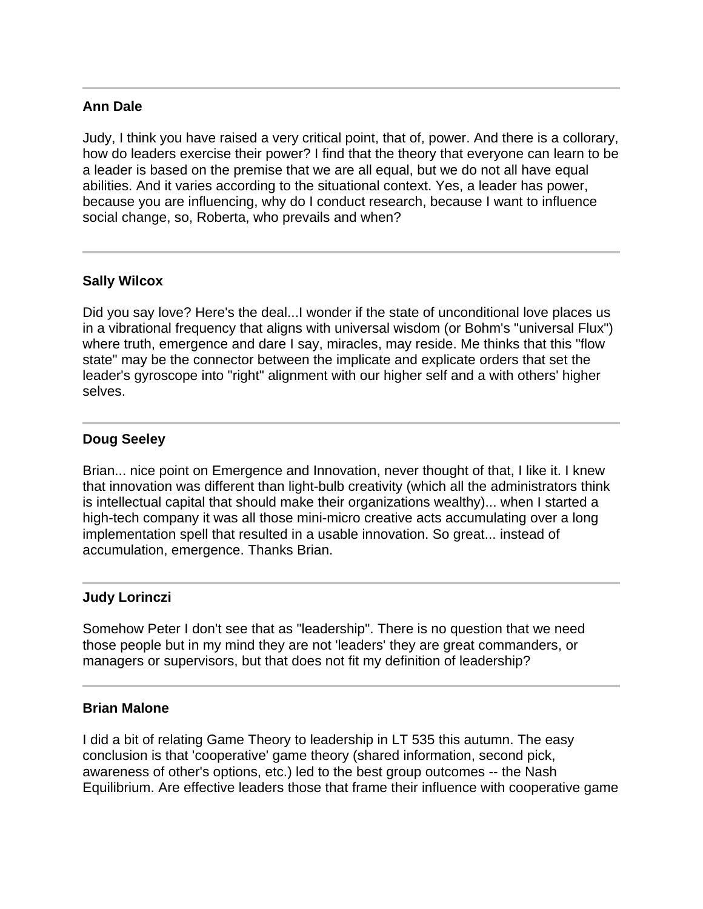---

**Ann Dale**

Judy, I think you have raised a very critical point, that of, power. And there is a collorary, how do leaders exercise their power? I find that the theory that everyone can learn to be a leader is based on the premise that we are all equal, but we do not all have equal abilities. And it varies according to the situational context. Yes, a leader has power, because you are influencing, why do I conduct research, because I want to influence social change, so, Roberta, who prevails and when?

---

**Sally Wilcox**

Did you say love? Here's the deal...I wonder if the state of unconditional love places us in a vibrational frequency that aligns with universal wisdom (or Bohm's "universal Flux") where truth, emergence and dare I say, miracles, may reside. Me thinks that this "flow state" may be the connector between the implicate and explicate orders that set the leader's gyroscope into "right" alignment with our higher self and a with others' higher selves.

---

**Doug Seeley**

Brian... nice point on Emergence and Innovation, never thought of that, I like it. I knew that innovation was different than light-bulb creativity (which all the administrators think is intellectual capital that should make their organizations wealthy)... when I started a high-tech company it was all those mini-micro creative acts accumulating over a long implementation spell that resulted in a usable innovation. So great... instead of accumulation, emergence. Thanks Brian.

---

**Judy Lorinczi**

Somehow Peter I don't see that as "leadership". There is no question that we need those people but in my mind they are not 'leaders' they are great commanders, or managers or supervisors, but that does not fit my definition of leadership?

---

**Brian Malone**

I did a bit of relating Game Theory to leadership in LT 535 this autumn. The easy conclusion is that 'cooperative' game theory (shared information, second pick, awareness of other's options, etc.) led to the best group outcomes -- the Nash Equilibrium. Are effective leaders those that frame their influence with cooperative game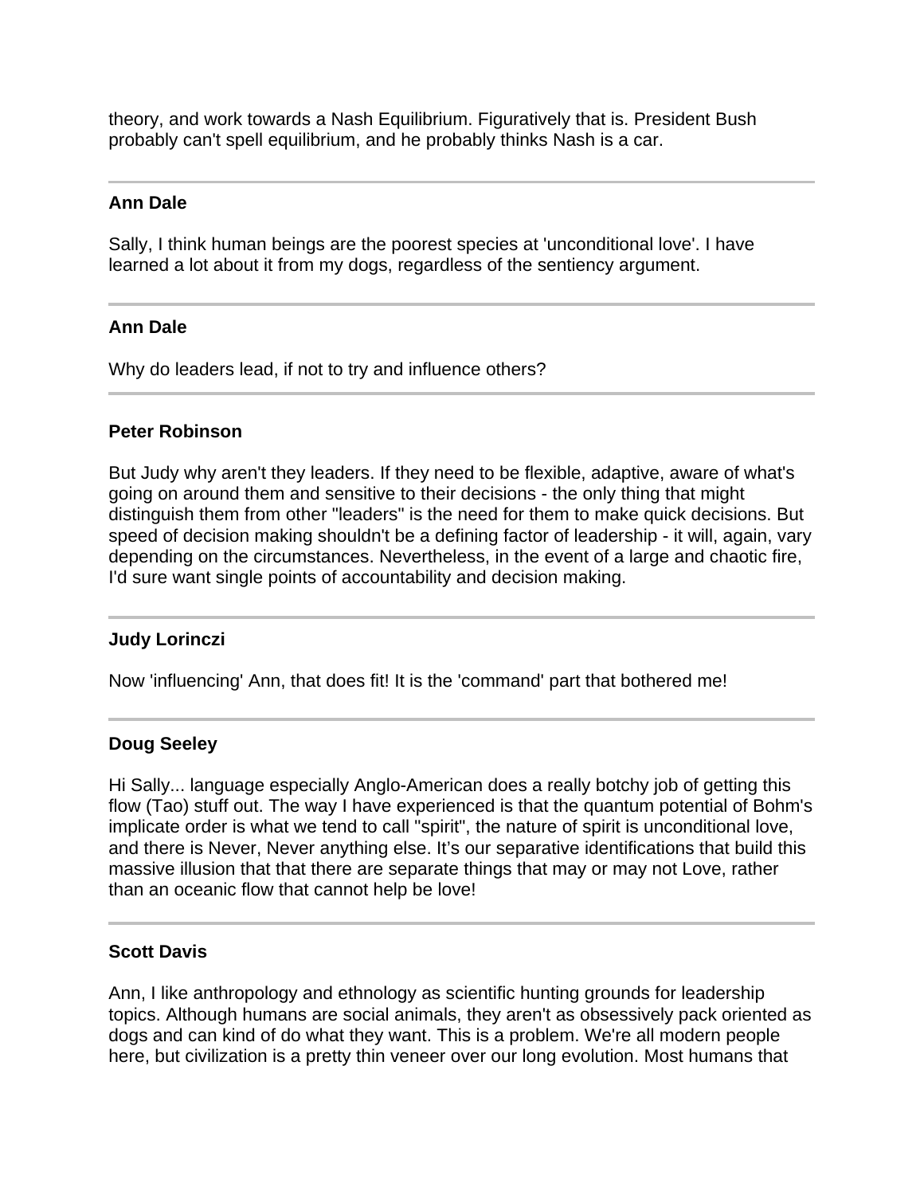theory, and work towards a Nash Equilibrium. Figuratively that is. President Bush probably can't spell equilibrium, and he probably thinks Nash is a car.

---

**Ann Dale**

Sally, I think human beings are the poorest species at 'unconditional love'. I have learned a lot about it from my dogs, regardless of the sentiency argument.

---

**Ann Dale**

Why do leaders lead, if not to try and influence others?

---

**Peter Robinson**

But Judy why aren't they leaders. If they need to be flexible, adaptive, aware of what's going on around them and sensitive to their decisions - the only thing that might distinguish them from other "leaders" is the need for them to make quick decisions. But speed of decision making shouldn't be a defining factor of leadership - it will, again, vary depending on the circumstances. Nevertheless, in the event of a large and chaotic fire, I'd sure want single points of accountability and decision making.

---

**Judy Lorinczi**

Now 'influencing' Ann, that does fit! It is the 'command' part that bothered me!

---

**Doug Seeley**

Hi Sally... language especially Anglo-American does a really botchy job of getting this flow (Tao) stuff out. The way I have experienced is that the quantum potential of Bohm's implicate order is what we tend to call "spirit", the nature of spirit is unconditional love, and there is Never, Never anything else. It's our separative identifications that build this massive illusion that that there are separate things that may or may not Love, rather than an oceanic flow that cannot help be love!

---

**Scott Davis**

Ann, I like anthropology and ethnology as scientific hunting grounds for leadership topics. Although humans are social animals, they aren't as obsessively pack oriented as dogs and can kind of do what they want. This is a problem. We're all modern people here, but civilization is a pretty thin veneer over our long evolution. Most humans that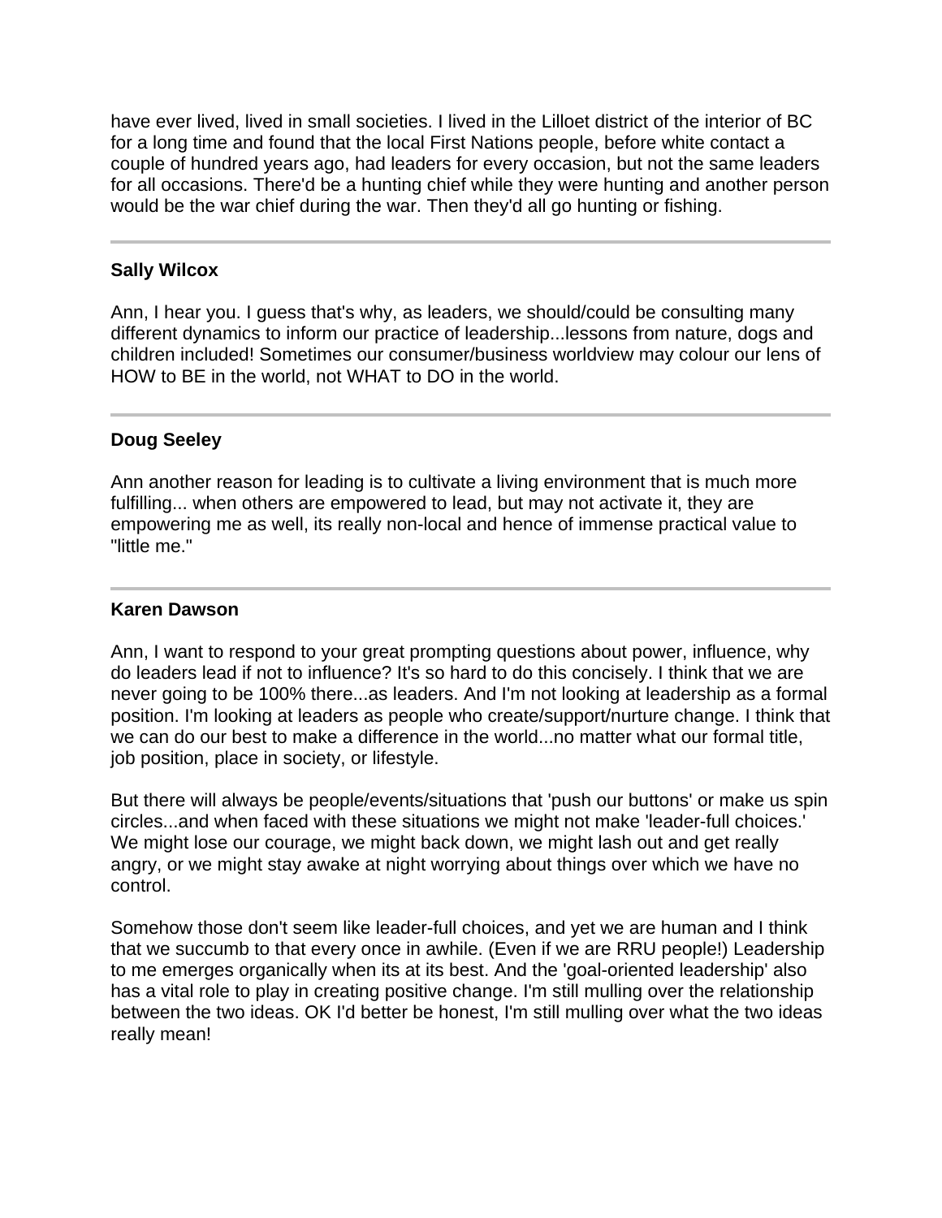have ever lived, lived in small societies. I lived in the Lilloet district of the interior of BC for a long time and found that the local First Nations people, before white contact a couple of hundred years ago, had leaders for every occasion, but not the same leaders for all occasions. There'd be a hunting chief while they were hunting and another person would be the war chief during the war. Then they'd all go hunting or fishing.

---

**Sally Wilcox**

Ann, I hear you. I guess that's why, as leaders, we should/could be consulting many different dynamics to inform our practice of leadership...lessons from nature, dogs and children included! Sometimes our consumer/business worldview may colour our lens of HOW to BE in the world, not WHAT to DO in the world.

---

**Doug Seeley**

Ann another reason for leading is to cultivate a living environment that is much more fulfilling... when others are empowered to lead, but may not activate it, they are empowering me as well, its really non-local and hence of immense practical value to "little me."

---

**Karen Dawson**

Ann, I want to respond to your great prompting questions about power, influence, why do leaders lead if not to influence? It's so hard to do this concisely. I think that we are never going to be 100% there...as leaders. And I'm not looking at leadership as a formal position. I'm looking at leaders as people who create/support/nurture change. I think that we can do our best to make a difference in the world...no matter what our formal title, job position, place in society, or lifestyle.

But there will always be people/events/situations that 'push our buttons' or make us spin circles...and when faced with these situations we might not make 'leader-full choices.' We might lose our courage, we might back down, we might lash out and get really angry, or we might stay awake at night worrying about things over which we have no control.

Somehow those don't seem like leader-full choices, and yet we are human and I think that we succumb to that every once in awhile. (Even if we are RRU people!) Leadership to me emerges organically when its at its best. And the 'goal-oriented leadership' also has a vital role to play in creating positive change. I'm still mulling over the relationship between the two ideas. OK I'd better be honest, I'm still mulling over what the two ideas really mean!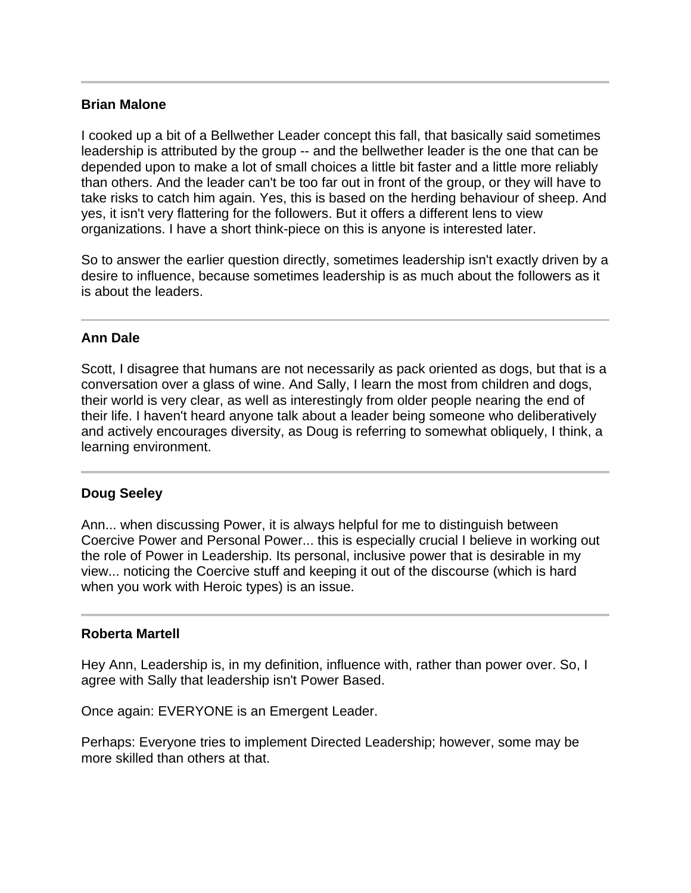---

**Brian Malone**

I cooked up a bit of a Bellwether Leader concept this fall, that basically said sometimes leadership is attributed by the group -- and the bellwether leader is the one that can be depended upon to make a lot of small choices a little bit faster and a little more reliably than others. And the leader can't be too far out in front of the group, or they will have to take risks to catch him again. Yes, this is based on the herding behaviour of sheep. And yes, it isn't very flattering for the followers. But it offers a different lens to view organizations. I have a short think-piece on this is anyone is interested later.

So to answer the earlier question directly, sometimes leadership isn't exactly driven by a desire to influence, because sometimes leadership is as much about the followers as it is about the leaders.

---

**Ann Dale**

Scott, I disagree that humans are not necessarily as pack oriented as dogs, but that is a conversation over a glass of wine. And Sally, I learn the most from children and dogs, their world is very clear, as well as interestingly from older people nearing the end of their life. I haven't heard anyone talk about a leader being someone who deliberatively and actively encourages diversity, as Doug is referring to somewhat obliquely, I think, a learning environment.

---

**Doug Seeley**

Ann... when discussing Power, it is always helpful for me to distinguish between Coercive Power and Personal Power... this is especially crucial I believe in working out the role of Power in Leadership. Its personal, inclusive power that is desirable in my view... noticing the Coercive stuff and keeping it out of the discourse (which is hard when you work with Heroic types) is an issue.

---

**Roberta Martell**

Hey Ann, Leadership is, in my definition, influence with, rather than power over. So, I agree with Sally that leadership isn't Power Based.

Once again: EVERYONE is an Emergent Leader.

Perhaps: Everyone tries to implement Directed Leadership; however, some may be more skilled than others at that.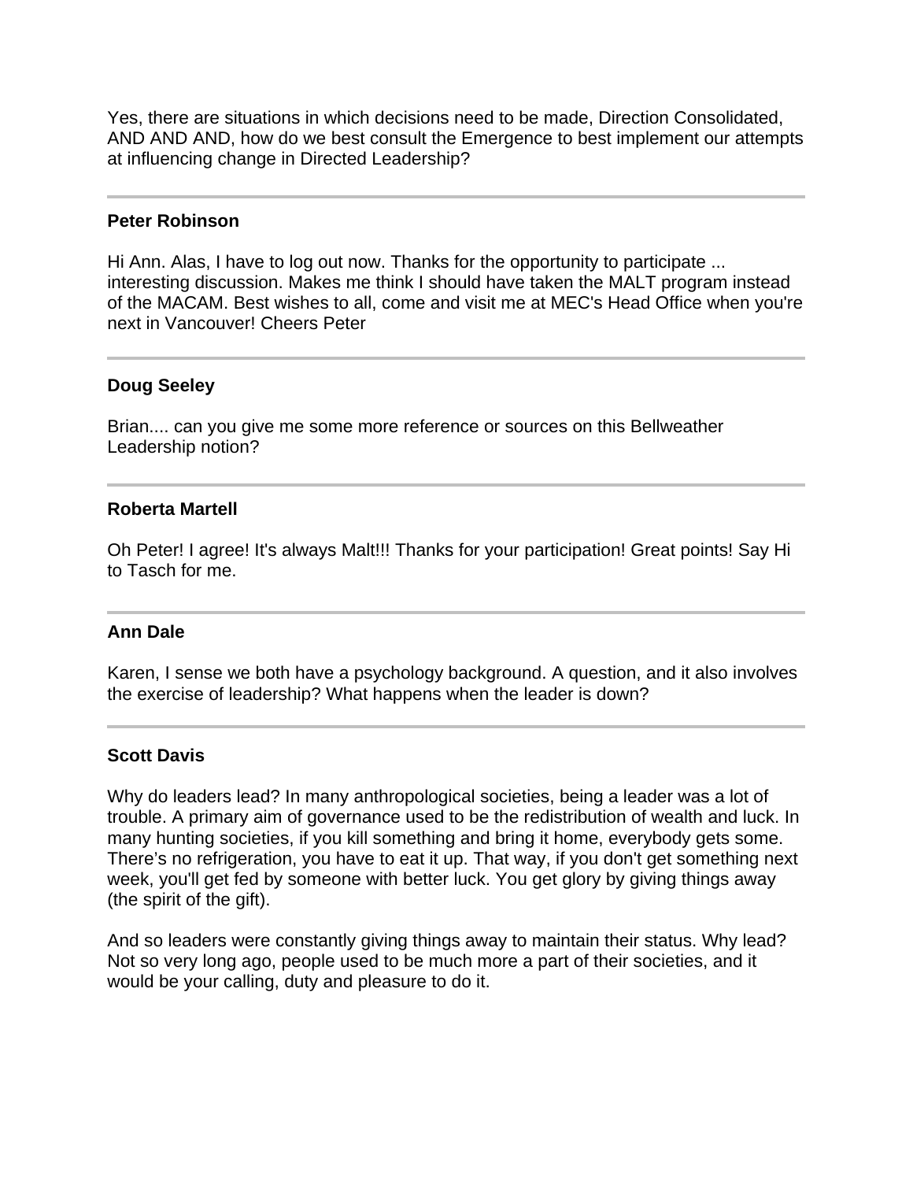Yes, there are situations in which decisions need to be made, Direction Consolidated, AND AND AND, how do we best consult the Emergence to best implement our attempts at influencing change in Directed Leadership?

---

**Peter Robinson**

Hi Ann. Alas, I have to log out now. Thanks for the opportunity to participate ... interesting discussion. Makes me think I should have taken the MALT program instead of the MACAM. Best wishes to all, come and visit me at MEC's Head Office when you're next in Vancouver! Cheers Peter

---

**Doug Seeley**

Brian.... can you give me some more reference or sources on this Bellweather Leadership notion?

---

**Roberta Martell**

Oh Peter! I agree! It's always Malt!!! Thanks for your participation! Great points! Say Hi to Tasch for me.

---

**Ann Dale**

Karen, I sense we both have a psychology background. A question, and it also involves the exercise of leadership? What happens when the leader is down?

---

**Scott Davis**

Why do leaders lead? In many anthropological societies, being a leader was a lot of trouble. A primary aim of governance used to be the redistribution of wealth and luck. In many hunting societies, if you kill something and bring it home, everybody gets some. There's no refrigeration, you have to eat it up. That way, if you don't get something next week, you'll get fed by someone with better luck. You get glory by giving things away (the spirit of the gift).

And so leaders were constantly giving things away to maintain their status. Why lead? Not so very long ago, people used to be much more a part of their societies, and it would be your calling, duty and pleasure to do it.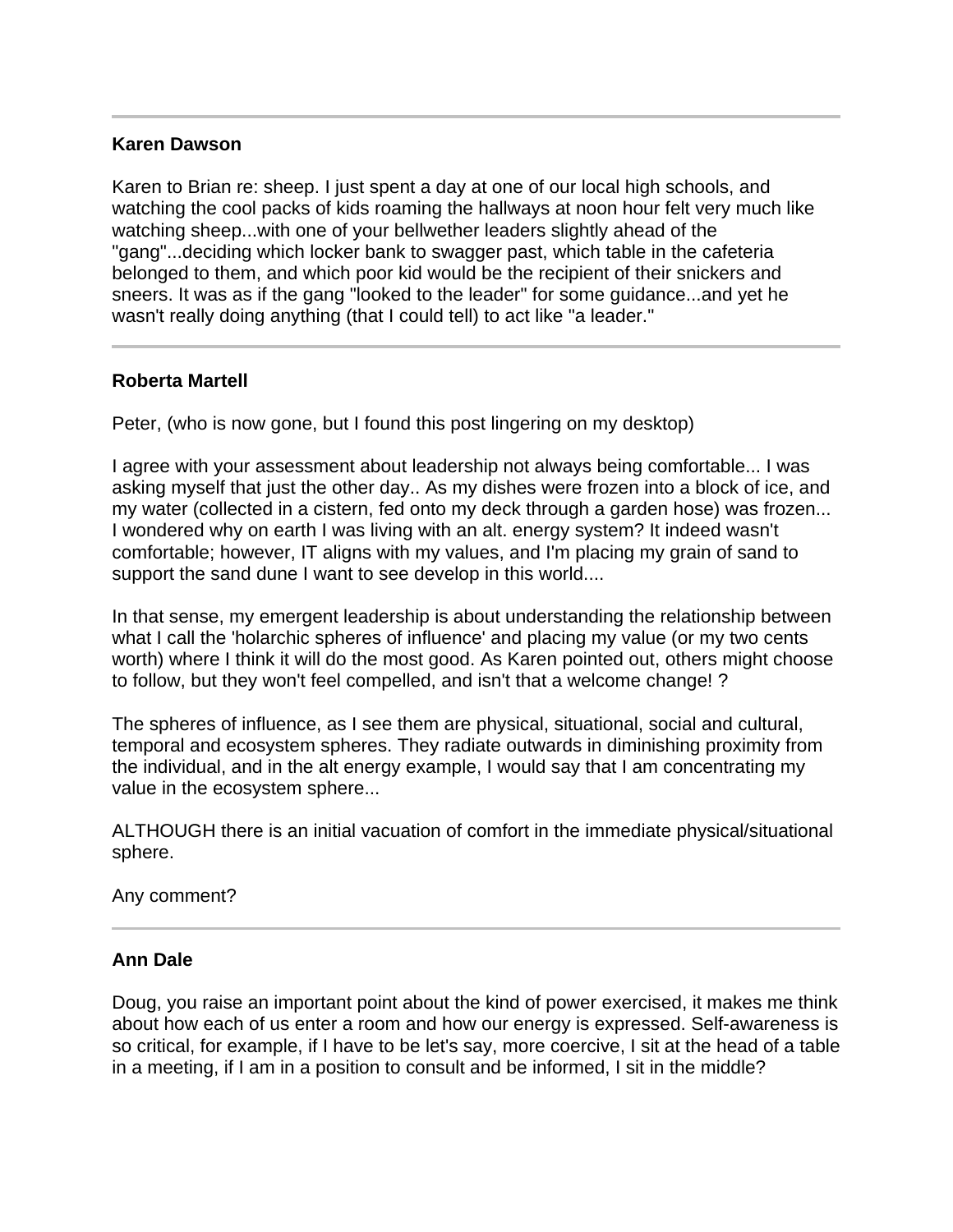---

**Karen Dawson**

Karen to Brian re: sheep. I just spent a day at one of our local high schools, and watching the cool packs of kids roaming the hallways at noon hour felt very much like watching sheep...with one of your bellwether leaders slightly ahead of the "gang"...deciding which locker bank to swagger past, which table in the cafeteria belonged to them, and which poor kid would be the recipient of their snickers and sneers. It was as if the gang "looked to the leader" for some guidance...and yet he wasn't really doing anything (that I could tell) to act like "a leader."

---

**Roberta Martell**

Peter, (who is now gone, but I found this post lingering on my desktop)

I agree with your assessment about leadership not always being comfortable... I was asking myself that just the other day.. As my dishes were frozen into a block of ice, and my water (collected in a cistern, fed onto my deck through a garden hose) was frozen... I wondered why on earth I was living with an alt. energy system? It indeed wasn't comfortable; however, IT aligns with my values, and I'm placing my grain of sand to support the sand dune I want to see develop in this world....

In that sense, my emergent leadership is about understanding the relationship between what I call the 'holarchic spheres of influence' and placing my value (or my two cents worth) where I think it will do the most good. As Karen pointed out, others might choose to follow, but they won't feel compelled, and isn't that a welcome change! ?

The spheres of influence, as I see them are physical, situational, social and cultural, temporal and ecosystem spheres. They radiate outwards in diminishing proximity from the individual, and in the alt energy example, I would say that I am concentrating my value in the ecosystem sphere...

ALTHOUGH there is an initial vacuation of comfort in the immediate physical/situational sphere.

Any comment?

---

**Ann Dale**

Doug, you raise an important point about the kind of power exercised, it makes me think about how each of us enter a room and how our energy is expressed. Self-awareness is so critical, for example, if I have to be let's say, more coercive, I sit at the head of a table in a meeting, if I am in a position to consult and be informed, I sit in the middle?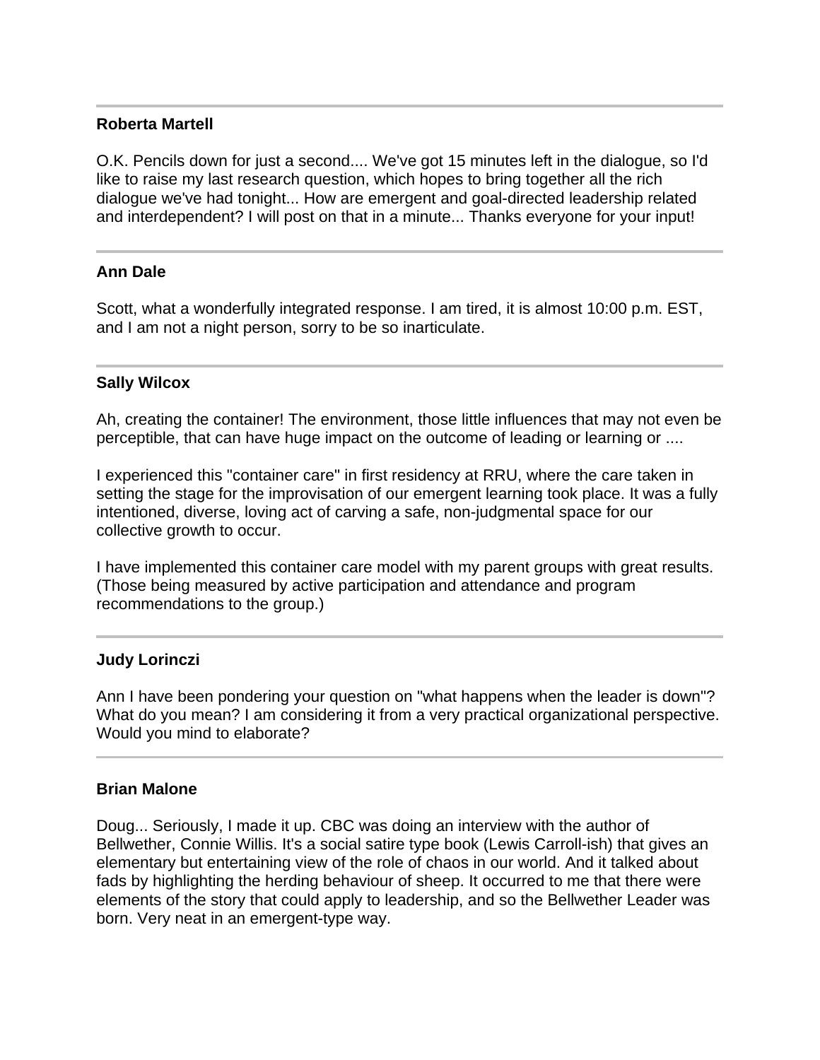---

**Roberta Martell**

O.K. Pencils down for just a second.... We've got 15 minutes left in the dialogue, so I'd like to raise my last research question, which hopes to bring together all the rich dialogue we've had tonight... How are emergent and goal-directed leadership related and interdependent? I will post on that in a minute... Thanks everyone for your input!

---

**Ann Dale**

Scott, what a wonderfully integrated response. I am tired, it is almost 10:00 p.m. EST, and I am not a night person, sorry to be so inarticulate.

---

**Sally Wilcox**

Ah, creating the container! The environment, those little influences that may not even be perceptible, that can have huge impact on the outcome of leading or learning or ....

I experienced this "container care" in first residency at RRU, where the care taken in setting the stage for the improvisation of our emergent learning took place. It was a fully intentioned, diverse, loving act of carving a safe, non-judgmental space for our collective growth to occur.

I have implemented this container care model with my parent groups with great results. (Those being measured by active participation and attendance and program recommendations to the group.)

---

**Judy Lorinczi**

Ann I have been pondering your question on "what happens when the leader is down"? What do you mean? I am considering it from a very practical organizational perspective. Would you mind to elaborate?

---

**Brian Malone**

Doug... Seriously, I made it up. CBC was doing an interview with the author of Bellwether, Connie Willis. It's a social satire type book (Lewis Carroll-ish) that gives an elementary but entertaining view of the role of chaos in our world. And it talked about fads by highlighting the herding behaviour of sheep. It occurred to me that there were elements of the story that could apply to leadership, and so the Bellwether Leader was born. Very neat in an emergent-type way.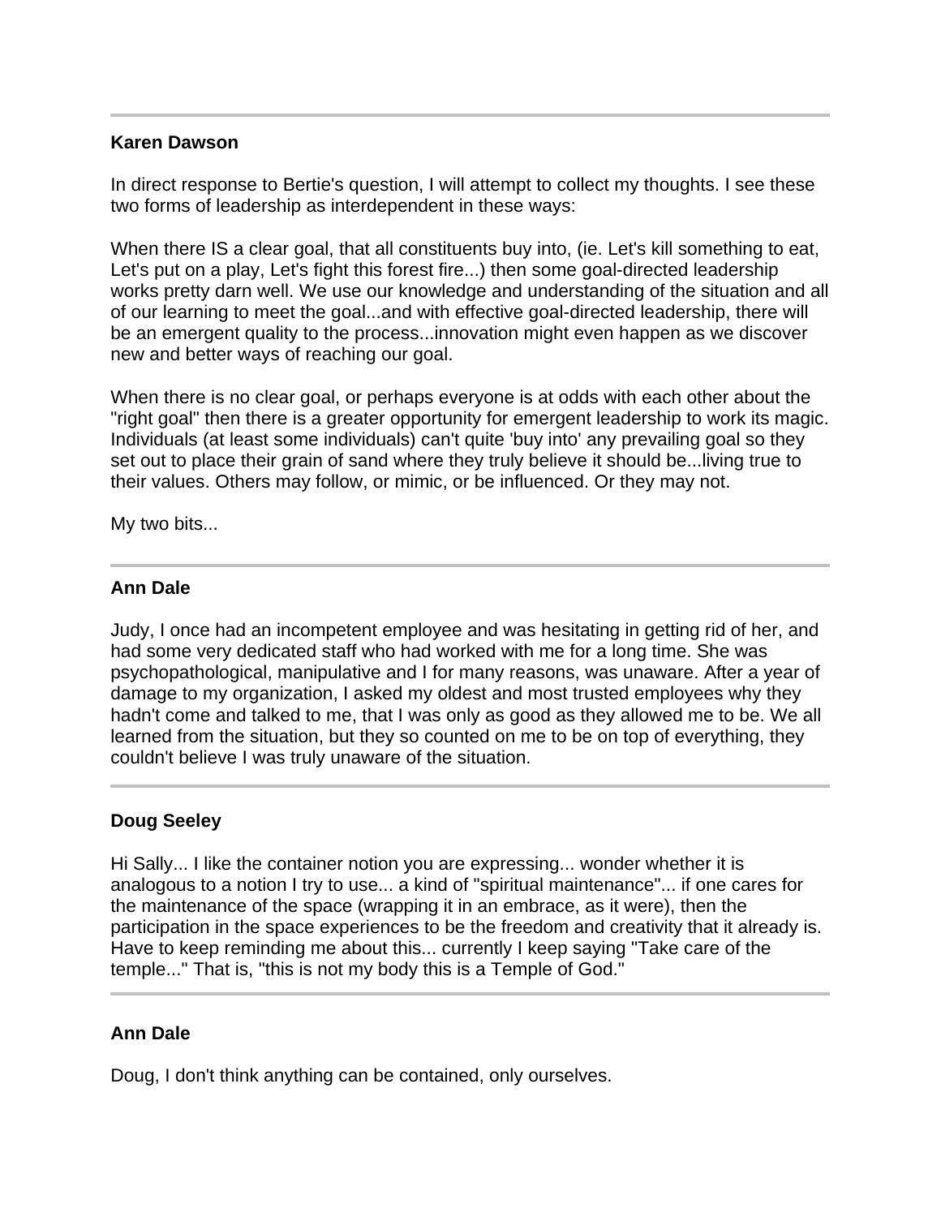---

**Karen Dawson**

In direct response to Bertie's question, I will attempt to collect my thoughts. I see these two forms of leadership as interdependent in these ways:

When there IS a clear goal, that all constituents buy into, (ie. Let's kill something to eat, Let's put on a play, Let's fight this forest fire...) then some goal-directed leadership works pretty darn well. We use our knowledge and understanding of the situation and all of our learning to meet the goal...and with effective goal-directed leadership, there will be an emergent quality to the process...innovation might even happen as we discover new and better ways of reaching our goal.

When there is no clear goal, or perhaps everyone is at odds with each other about the "right goal" then there is a greater opportunity for emergent leadership to work its magic. Individuals (at least some individuals) can't quite 'buy into' any prevailing goal so they set out to place their grain of sand where they truly believe it should be...living true to their values. Others may follow, or mimic, or be influenced. Or they may not.

My two bits...

---

**Ann Dale**

Judy, I once had an incompetent employee and was hesitating in getting rid of her, and had some very dedicated staff who had worked with me for a long time. She was psychopathological, manipulative and I for many reasons, was unaware. After a year of damage to my organization, I asked my oldest and most trusted employees why they hadn't come and talked to me, that I was only as good as they allowed me to be. We all learned from the situation, but they so counted on me to be on top of everything, they couldn't believe I was truly unaware of the situation.

---

**Doug Seeley**

Hi Sally... I like the container notion you are expressing... wonder whether it is analogous to a notion I try to use... a kind of "spiritual maintenance"... if one cares for the maintenance of the space (wrapping it in an embrace, as it were), then the participation in the space experiences to be the freedom and creativity that it already is. Have to keep reminding me about this... currently I keep saying "Take care of the temple..." That is, "this is not my body this is a Temple of God."

---

**Ann Dale**

Doug, I don't think anything can be contained, only ourselves.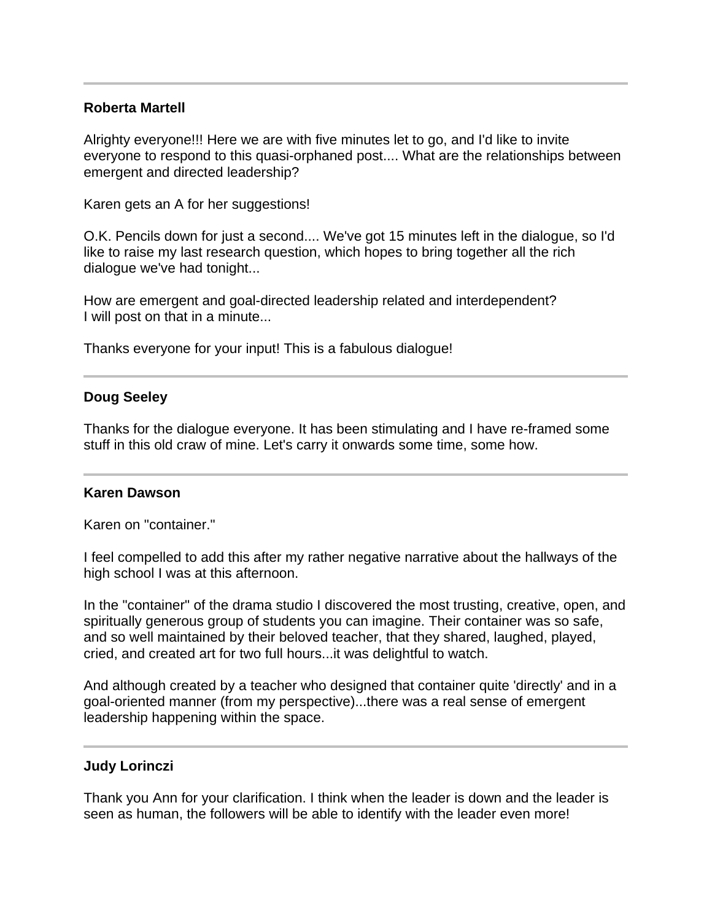---

**Roberta Martell**

Alrighty everyone!!! Here we are with five minutes let to go, and I'd like to invite everyone to respond to this quasi-orphaned post.... What are the relationships between emergent and directed leadership?

Karen gets an A for her suggestions!

O.K. Pencils down for just a second.... We've got 15 minutes left in the dialogue, so I'd like to raise my last research question, which hopes to bring together all the rich dialogue we've had tonight...

How are emergent and goal-directed leadership related and interdependent?
I will post on that in a minute...

Thanks everyone for your input! This is a fabulous dialogue!

---

**Doug Seeley**

Thanks for the dialogue everyone. It has been stimulating and I have re-framed some stuff in this old craw of mine. Let's carry it onwards some time, some how.

---

**Karen Dawson**

Karen on "container."

I feel compelled to add this after my rather negative narrative about the hallways of the high school I was at this afternoon.

In the "container" of the drama studio I discovered the most trusting, creative, open, and spiritually generous group of students you can imagine. Their container was so safe, and so well maintained by their beloved teacher, that they shared, laughed, played, cried, and created art for two full hours...it was delightful to watch.

And although created by a teacher who designed that container quite 'directly' and in a goal-oriented manner (from my perspective)...there was a real sense of emergent leadership happening within the space.

---

**Judy Lorinczi**

Thank you Ann for your clarification. I think when the leader is down and the leader is seen as human, the followers will be able to identify with the leader even more!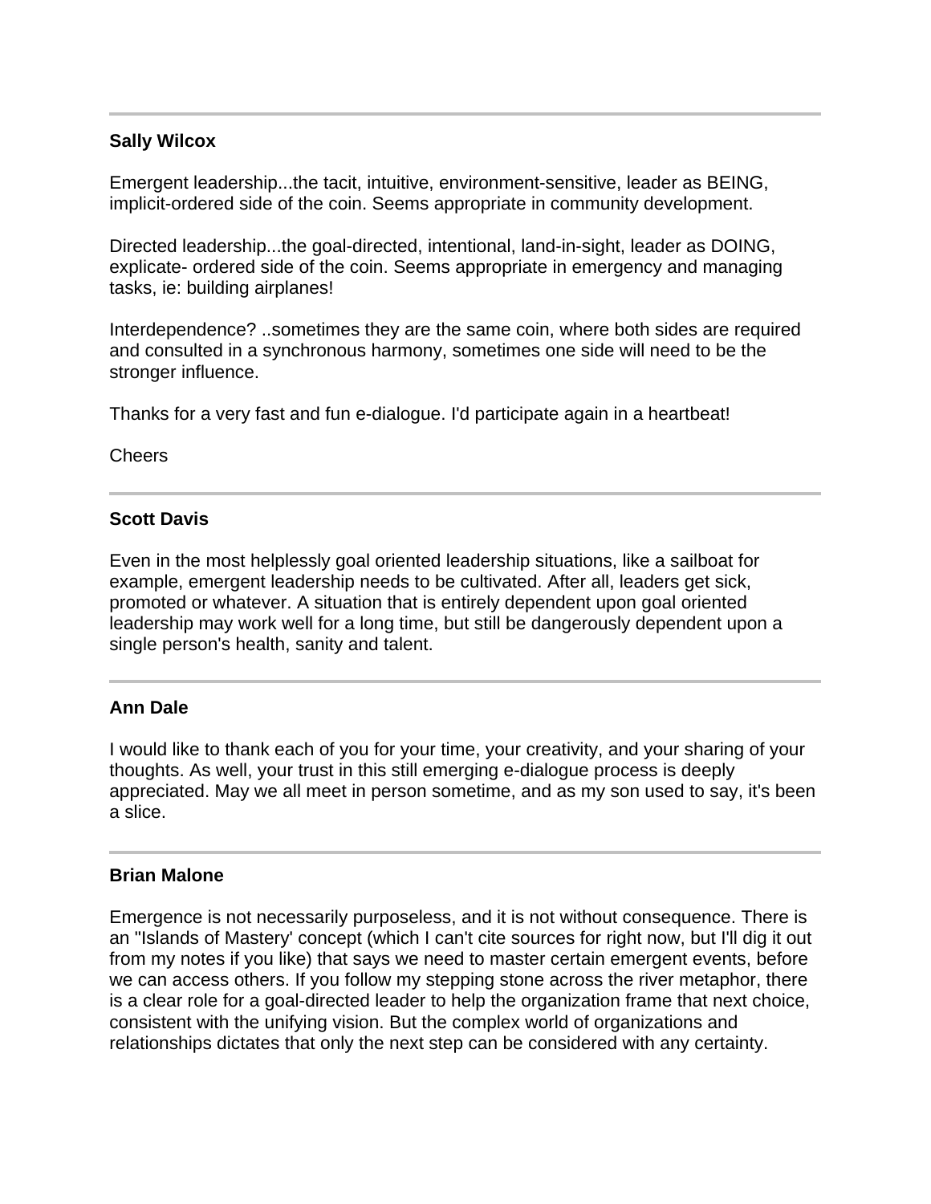---

**Sally Wilcox**

Emergent leadership...the tacit, intuitive, environment-sensitive, leader as BEING, implicit-ordered side of the coin. Seems appropriate in community development.

Directed leadership...the goal-directed, intentional, land-in-sight, leader as DOING, explicate- ordered side of the coin. Seems appropriate in emergency and managing tasks, ie: building airplanes!

Interdependence? ..sometimes they are the same coin, where both sides are required and consulted in a synchronous harmony, sometimes one side will need to be the stronger influence.

Thanks for a very fast and fun e-dialogue. I'd participate again in a heartbeat!

Cheers

---

**Scott Davis**

Even in the most helplessly goal oriented leadership situations, like a sailboat for example, emergent leadership needs to be cultivated. After all, leaders get sick, promoted or whatever. A situation that is entirely dependent upon goal oriented leadership may work well for a long time, but still be dangerously dependent upon a single person's health, sanity and talent.

---

**Ann Dale**

I would like to thank each of you for your time, your creativity, and your sharing of your thoughts. As well, your trust in this still emerging e-dialogue process is deeply appreciated. May we all meet in person sometime, and as my son used to say, it's been a slice.

---

**Brian Malone**

Emergence is not necessarily purposeless, and it is not without consequence. There is an "Islands of Mastery' concept (which I can't cite sources for right now, but I'll dig it out from my notes if you like) that says we need to master certain emergent events, before we can access others. If you follow my stepping stone across the river metaphor, there is a clear role for a goal-directed leader to help the organization frame that next choice, consistent with the unifying vision. But the complex world of organizations and relationships dictates that only the next step can be considered with any certainty.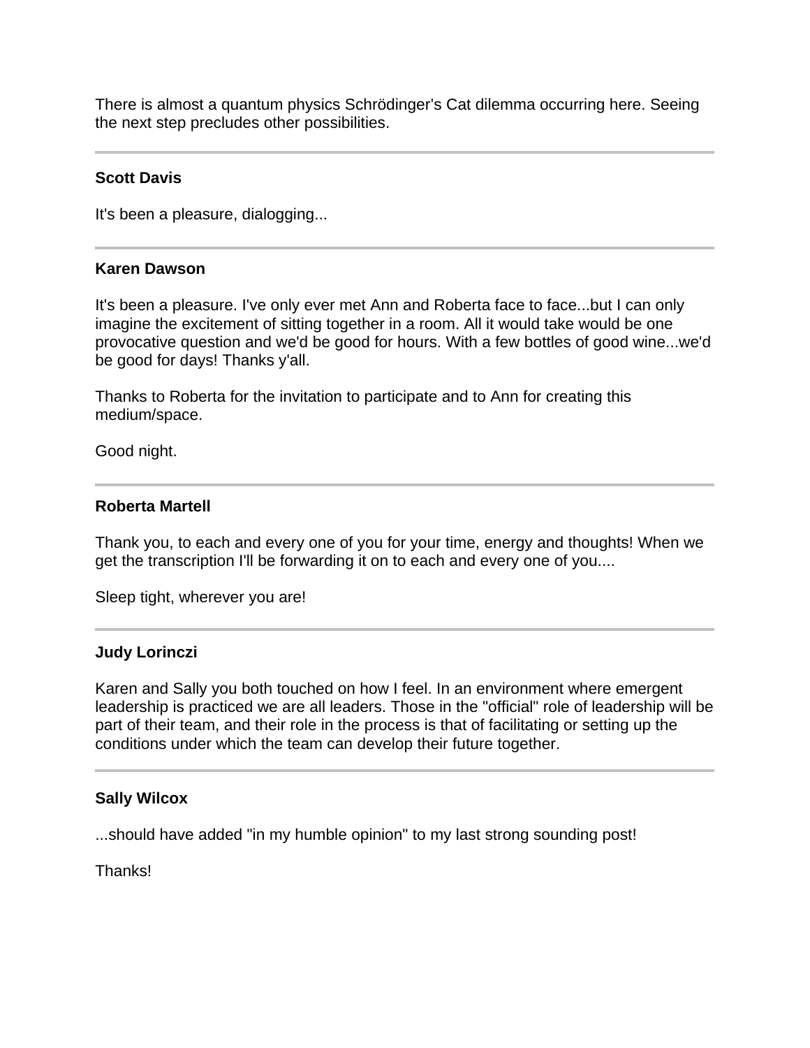There is almost a quantum physics Schrödinger's Cat dilemma occurring here. Seeing the next step precludes other possibilities.

---

**Scott Davis**

It's been a pleasure, dialogging...

---

**Karen Dawson**

It's been a pleasure. I've only ever met Ann and Roberta face to face...but I can only imagine the excitement of sitting together in a room. All it would take would be one provocative question and we'd be good for hours. With a few bottles of good wine...we'd be good for days! Thanks y'all.

Thanks to Roberta for the invitation to participate and to Ann for creating this medium/space.

Good night.

---

**Roberta Martell**

Thank you, to each and every one of you for your time, energy and thoughts! When we get the transcription I'll be forwarding it on to each and every one of you....

Sleep tight, wherever you are!

---

**Judy Lorinczi**

Karen and Sally you both touched on how I feel. In an environment where emergent leadership is practiced we are all leaders. Those in the "official" role of leadership will be part of their team, and their role in the process is that of facilitating or setting up the conditions under which the team can develop their future together.

---

**Sally Wilcox**

...should have added "in my humble opinion" to my last strong sounding post!

Thanks!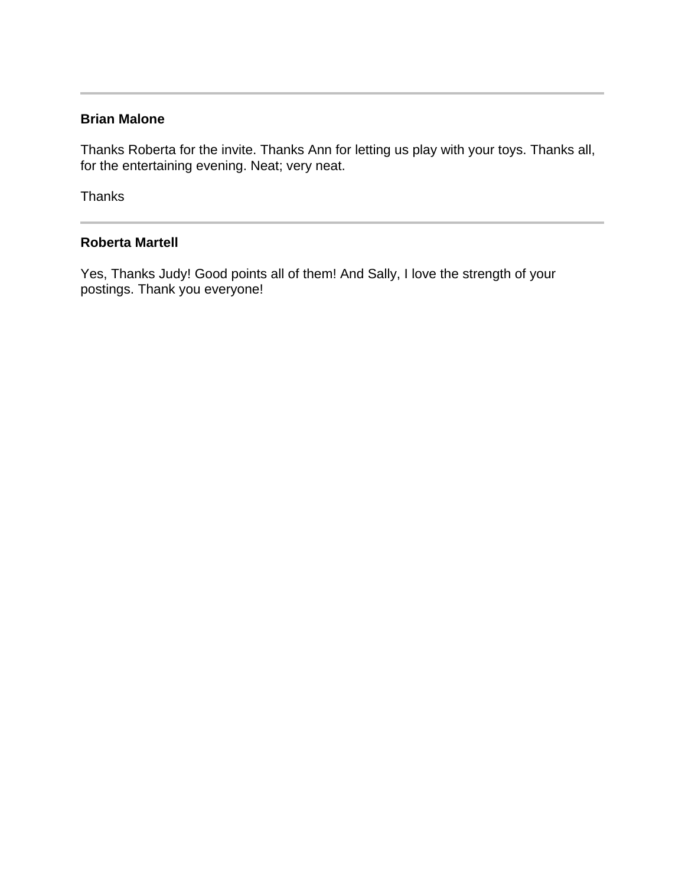---

**Brian Malone**

Thanks Roberta for the invite. Thanks Ann for letting us play with your toys. Thanks all, for the entertaining evening. Neat; very neat.

Thanks

---

**Roberta Martell**

Yes, Thanks Judy! Good points all of them! And Sally, I love the strength of your postings. Thank you everyone!